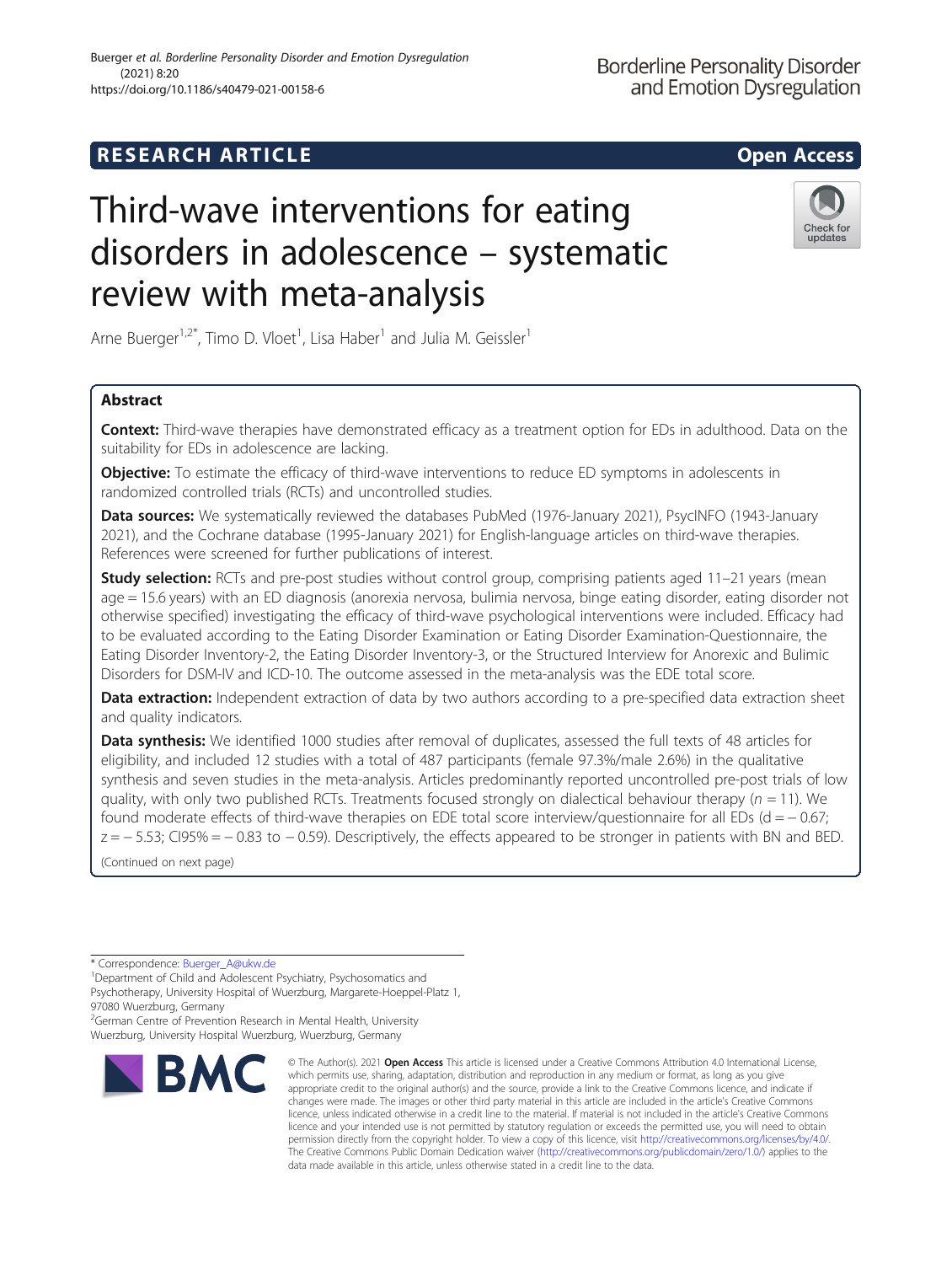RESEARCH ARTICLE

Open Access

# Third-wave interventions for eating disorders in adolescence – systematic review with meta-analysis

Arne Buerger[1,2*], Timo D. Vloet[1], Lisa Haber[1] and Julia M. Geissler[1]

## Abstract

**Context:** Third-wave therapies have demonstrated efficacy as a treatment option for EDs in adulthood. Data on the suitability for EDs in adolescence are lacking.

**Objective:** To estimate the efficacy of third-wave interventions to reduce ED symptoms in adolescents in randomized controlled trials (RCTs) and uncontrolled studies.

**Data sources:** We systematically reviewed the databases PubMed (1976-January 2021), PsycINFO (1943-January 2021), and the Cochrane database (1995-January 2021) for English-language articles on third-wave therapies. References were screened for further publications of interest.

**Study selection:** RCTs and pre-post studies without control group, comprising patients aged 11–21 years (mean age = 15.6 years) with an ED diagnosis (anorexia nervosa, bulimia nervosa, binge eating disorder, eating disorder not otherwise specified) investigating the efficacy of third-wave psychological interventions were included. Efficacy had to be evaluated according to the Eating Disorder Examination or Eating Disorder Examination-Questionnaire, the Eating Disorder Inventory-2, the Eating Disorder Inventory-3, or the Structured Interview for Anorexic and Bulimic Disorders for DSM-IV and ICD-10. The outcome assessed in the meta-analysis was the EDE total score.

**Data extraction:** Independent extraction of data by two authors according to a pre-specified data extraction sheet and quality indicators.

**Data synthesis:** We identified 1000 studies after removal of duplicates, assessed the full texts of 48 articles for eligibility, and included 12 studies with a total of 487 participants (female 97.3%/male 2.6%) in the qualitative synthesis and seven studies in the meta-analysis. Articles predominantly reported uncontrolled pre-post trials of low quality, with only two published RCTs. Treatments focused strongly on dialectical behaviour therapy ($n = 11$). We found moderate effects of third-wave therapies on EDE total score interview/questionnaire for all EDs ($d = -0.67$; $z = -5.53$; CI95% $= -0.83$ to $-0.59$). Descriptively, the effects appeared to be stronger in patients with BN and BED.

(Continued on next page)

\* Correspondence: Buerger_A@ukw.de
[1]Department of Child and Adolescent Psychiatry, Psychosomatics and Psychotherapy, University Hospital of Wuerzburg, Margarete-Hoeppel-Platz 1, 97080 Wuerzburg, Germany
[2]German Centre of Prevention Research in Mental Health, University Wuerzburg, University Hospital Wuerzburg, Wuerzburg, Germany

© The Author(s). 2021 **Open Access** This article is licensed under a Creative Commons Attribution 4.0 International License, which permits use, sharing, adaptation, distribution and reproduction in any medium or format, as long as you give appropriate credit to the original author(s) and the source, provide a link to the Creative Commons licence, and indicate if changes were made. The images or other third party material in this article are included in the article's Creative Commons licence, unless indicated otherwise in a credit line to the material. If material is not included in the article's Creative Commons licence and your intended use is not permitted by statutory regulation or exceeds the permitted use, you will need to obtain permission directly from the copyright holder. To view a copy of this licence, visit http://creativecommons.org/licenses/by/4.0/. The Creative Commons Public Domain Dedication waiver (http://creativecommons.org/publicdomain/zero/1.0/) applies to the data made available in this article, unless otherwise stated in a credit line to the data.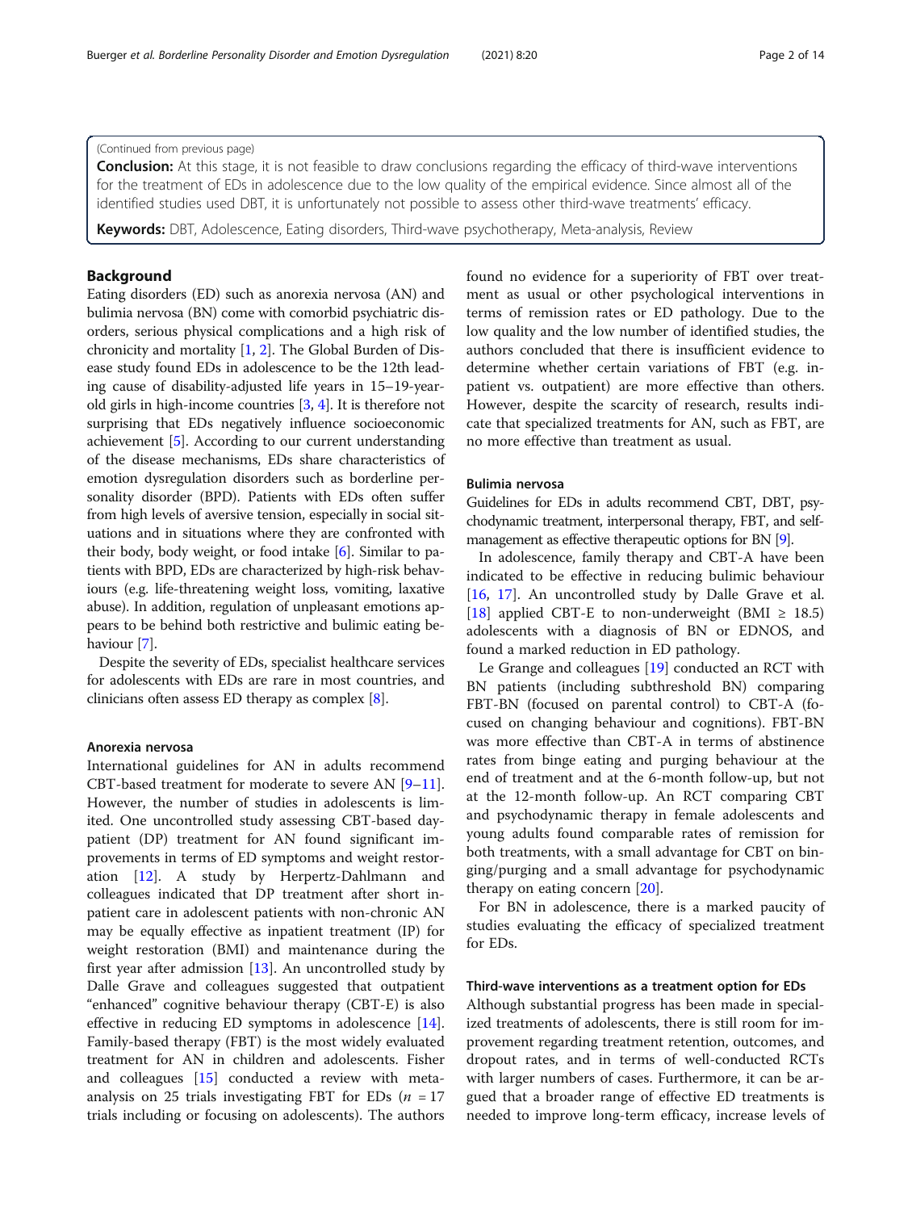(Continued from previous page)

**Conclusion:** At this stage, it is not feasible to draw conclusions regarding the efficacy of third-wave interventions for the treatment of EDs in adolescence due to the low quality of the empirical evidence. Since almost all of the identified studies used DBT, it is unfortunately not possible to assess other third-wave treatments' efficacy.

**Keywords:** DBT, Adolescence, Eating disorders, Third-wave psychotherapy, Meta-analysis, Review

## Background

Eating disorders (ED) such as anorexia nervosa (AN) and bulimia nervosa (BN) come with comorbid psychiatric disorders, serious physical complications and a high risk of chronicity and mortality [1, 2]. The Global Burden of Disease study found EDs in adolescence to be the 12th leading cause of disability-adjusted life years in 15–19-year-old girls in high-income countries [3, 4]. It is therefore not surprising that EDs negatively influence socioeconomic achievement [5]. According to our current understanding of the disease mechanisms, EDs share characteristics of emotion dysregulation disorders such as borderline personality disorder (BPD). Patients with EDs often suffer from high levels of aversive tension, especially in social situations and in situations where they are confronted with their body, body weight, or food intake [6]. Similar to patients with BPD, EDs are characterized by high-risk behaviours (e.g. life-threatening weight loss, vomiting, laxative abuse). In addition, regulation of unpleasant emotions appears to be behind both restrictive and bulimic eating behaviour [7].

Despite the severity of EDs, specialist healthcare services for adolescents with EDs are rare in most countries, and clinicians often assess ED therapy as complex [8].

### Anorexia nervosa

International guidelines for AN in adults recommend CBT-based treatment for moderate to severe AN [9–11]. However, the number of studies in adolescents is limited. One uncontrolled study assessing CBT-based day-patient (DP) treatment for AN found significant improvements in terms of ED symptoms and weight restoration [12]. A study by Herpertz-Dahlmann and colleagues indicated that DP treatment after short inpatient care in adolescent patients with non-chronic AN may be equally effective as inpatient treatment (IP) for weight restoration (BMI) and maintenance during the first year after admission [13]. An uncontrolled study by Dalle Grave and colleagues suggested that outpatient "enhanced" cognitive behaviour therapy (CBT-E) is also effective in reducing ED symptoms in adolescence [14]. Family-based therapy (FBT) is the most widely evaluated treatment for AN in children and adolescents. Fisher and colleagues [15] conducted a review with meta-analysis on 25 trials investigating FBT for EDs ($n$ = 17 trials including or focusing on adolescents). The authors found no evidence for a superiority of FBT over treatment as usual or other psychological interventions in terms of remission rates or ED pathology. Due to the low quality and the low number of identified studies, the authors concluded that there is insufficient evidence to determine whether certain variations of FBT (e.g. inpatient vs. outpatient) are more effective than others. However, despite the scarcity of research, results indicate that specialized treatments for AN, such as FBT, are no more effective than treatment as usual.

### Bulimia nervosa

Guidelines for EDs in adults recommend CBT, DBT, psychodynamic treatment, interpersonal therapy, FBT, and self-management as effective therapeutic options for BN [9].

In adolescence, family therapy and CBT-A have been indicated to be effective in reducing bulimic behaviour [16, 17]. An uncontrolled study by Dalle Grave et al. [18] applied CBT-E to non-underweight (BMI ≥ 18.5) adolescents with a diagnosis of BN or EDNOS, and found a marked reduction in ED pathology.

Le Grange and colleagues [19] conducted an RCT with BN patients (including subthreshold BN) comparing FBT-BN (focused on parental control) to CBT-A (focused on changing behaviour and cognitions). FBT-BN was more effective than CBT-A in terms of abstinence rates from binge eating and purging behaviour at the end of treatment and at the 6-month follow-up, but not at the 12-month follow-up. An RCT comparing CBT and psychodynamic therapy in female adolescents and young adults found comparable rates of remission for both treatments, with a small advantage for CBT on binging/purging and a small advantage for psychodynamic therapy on eating concern [20].

For BN in adolescence, there is a marked paucity of studies evaluating the efficacy of specialized treatment for EDs.

### Third-wave interventions as a treatment option for EDs

Although substantial progress has been made in specialized treatments of adolescents, there is still room for improvement regarding treatment retention, outcomes, and dropout rates, and in terms of well-conducted RCTs with larger numbers of cases. Furthermore, it can be argued that a broader range of effective ED treatments is needed to improve long-term efficacy, increase levels of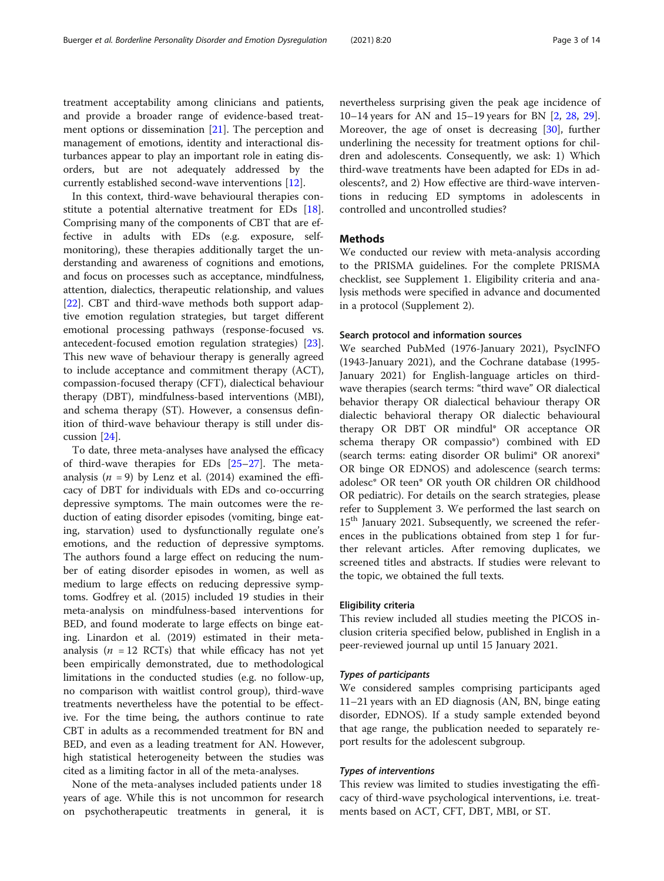treatment acceptability among clinicians and patients, and provide a broader range of evidence-based treatment options or dissemination [21]. The perception and management of emotions, identity and interactional disturbances appear to play an important role in eating disorders, but are not adequately addressed by the currently established second-wave interventions [12].

In this context, third-wave behavioural therapies constitute a potential alternative treatment for EDs [18]. Comprising many of the components of CBT that are effective in adults with EDs (e.g. exposure, self-monitoring), these therapies additionally target the understanding and awareness of cognitions and emotions, and focus on processes such as acceptance, mindfulness, attention, dialectics, therapeutic relationship, and values [22]. CBT and third-wave methods both support adaptive emotion regulation strategies, but target different emotional processing pathways (response-focused vs. antecedent-focused emotion regulation strategies) [23]. This new wave of behaviour therapy is generally agreed to include acceptance and commitment therapy (ACT), compassion-focused therapy (CFT), dialectical behaviour therapy (DBT), mindfulness-based interventions (MBI), and schema therapy (ST). However, a consensus definition of third-wave behaviour therapy is still under discussion [24].

To date, three meta-analyses have analysed the efficacy of third-wave therapies for EDs [25–27]. The meta-analysis ($n$ = 9) by Lenz et al. (2014) examined the efficacy of DBT for individuals with EDs and co-occurring depressive symptoms. The main outcomes were the reduction of eating disorder episodes (vomiting, binge eating, starvation) used to dysfunctionally regulate one's emotions, and the reduction of depressive symptoms. The authors found a large effect on reducing the number of eating disorder episodes in women, as well as medium to large effects on reducing depressive symptoms. Godfrey et al. (2015) included 19 studies in their meta-analysis on mindfulness-based interventions for BED, and found moderate to large effects on binge eating. Linardon et al. (2019) estimated in their meta-analysis ($n$ = 12 RCTs) that while efficacy has not yet been empirically demonstrated, due to methodological limitations in the conducted studies (e.g. no follow-up, no comparison with waitlist control group), third-wave treatments nevertheless have the potential to be effective. For the time being, the authors continue to rate CBT in adults as a recommended treatment for BN and BED, and even as a leading treatment for AN. However, high statistical heterogeneity between the studies was cited as a limiting factor in all of the meta-analyses.

None of the meta-analyses included patients under 18 years of age. While this is not uncommon for research on psychotherapeutic treatments in general, it is nevertheless surprising given the peak age incidence of 10–14 years for AN and 15–19 years for BN [2, 28, 29]. Moreover, the age of onset is decreasing [30], further underlining the necessity for treatment options for children and adolescents. Consequently, we ask: 1) Which third-wave treatments have been adapted for EDs in adolescents?, and 2) How effective are third-wave interventions in reducing ED symptoms in adolescents in controlled and uncontrolled studies?

## Methods

We conducted our review with meta-analysis according to the PRISMA guidelines. For the complete PRISMA checklist, see Supplement 1. Eligibility criteria and analysis methods were specified in advance and documented in a protocol (Supplement 2).

### Search protocol and information sources

We searched PubMed (1976-January 2021), PsycINFO (1943-January 2021), and the Cochrane database (1995-January 2021) for English-language articles on third-wave therapies (search terms: "third wave" OR dialectical behavior therapy OR dialectical behaviour therapy OR dialectic behavioral therapy OR dialectic behavioural therapy OR DBT OR mindful* OR acceptance OR schema therapy OR compassio*) combined with ED (search terms: eating disorder OR bulimi* OR anorexi* OR binge OR EDNOS) and adolescence (search terms: adolesc* OR teen* OR youth OR children OR childhood OR pediatric). For details on the search strategies, please refer to Supplement 3. We performed the last search on 15[th] January 2021. Subsequently, we screened the references in the publications obtained from step 1 for further relevant articles. After removing duplicates, we screened titles and abstracts. If studies were relevant to the topic, we obtained the full texts.

### Eligibility criteria

This review included all studies meeting the PICOS inclusion criteria specified below, published in English in a peer-reviewed journal up until 15 January 2021.

#### *Types of participants*

We considered samples comprising participants aged 11–21 years with an ED diagnosis (AN, BN, binge eating disorder, EDNOS). If a study sample extended beyond that age range, the publication needed to separately report results for the adolescent subgroup.

#### *Types of interventions*

This review was limited to studies investigating the efficacy of third-wave psychological interventions, i.e. treatments based on ACT, CFT, DBT, MBI, or ST.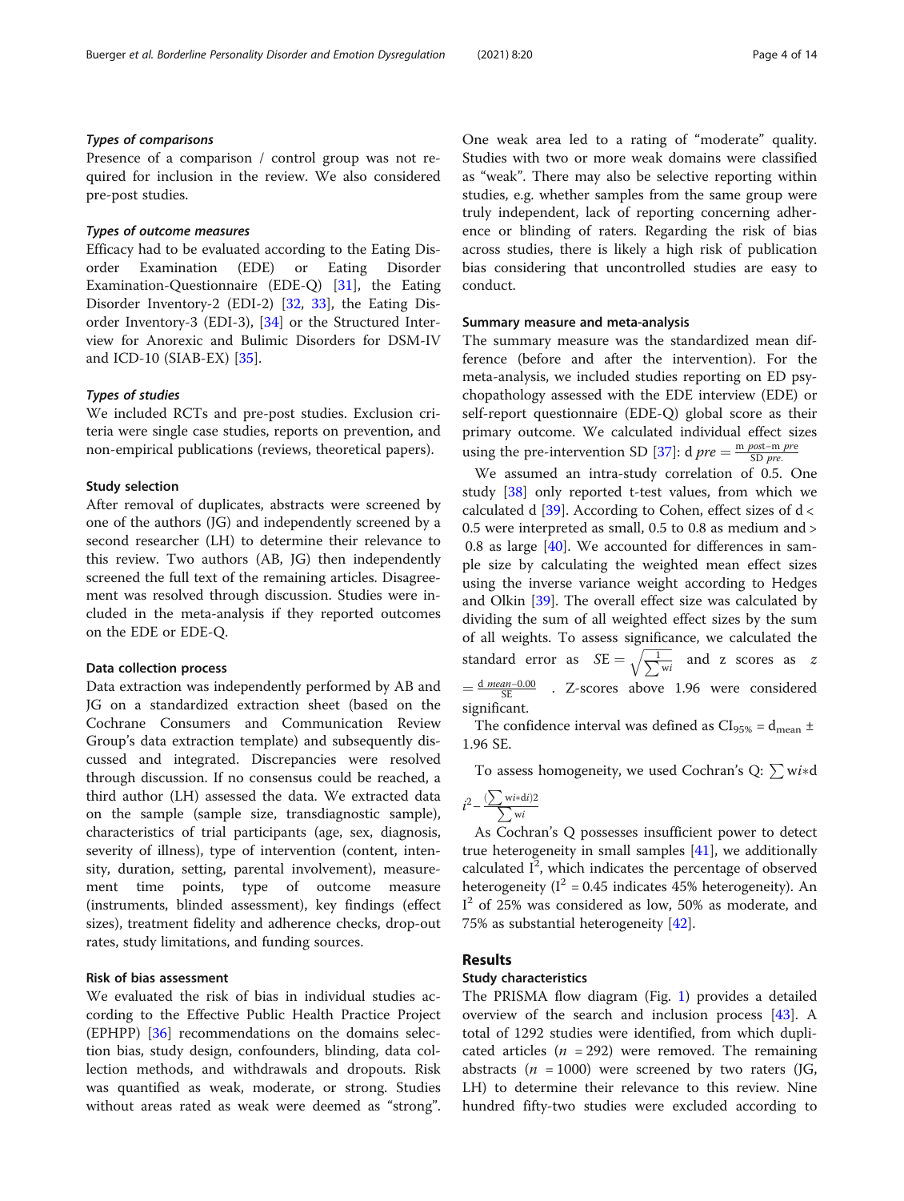#### *Types of comparisons*

Presence of a comparison / control group was not required for inclusion in the review. We also considered pre-post studies.

#### *Types of outcome measures*

Efficacy had to be evaluated according to the Eating Disorder Examination (EDE) or Eating Disorder Examination-Questionnaire (EDE-Q) [31], the Eating Disorder Inventory-2 (EDI-2) [32, 33], the Eating Disorder Inventory-3 (EDI-3), [34] or the Structured Interview for Anorexic and Bulimic Disorders for DSM-IV and ICD-10 (SIAB-EX) [35].

#### *Types of studies*

We included RCTs and pre-post studies. Exclusion criteria were single case studies, reports on prevention, and non-empirical publications (reviews, theoretical papers).

### Study selection

After removal of duplicates, abstracts were screened by one of the authors (JG) and independently screened by a second researcher (LH) to determine their relevance to this review. Two authors (AB, JG) then independently screened the full text of the remaining articles. Disagreement was resolved through discussion. Studies were included in the meta-analysis if they reported outcomes on the EDE or EDE-Q.

### Data collection process

Data extraction was independently performed by AB and JG on a standardized extraction sheet (based on the Cochrane Consumers and Communication Review Group's data extraction template) and subsequently discussed and integrated. Discrepancies were resolved through discussion. If no consensus could be reached, a third author (LH) assessed the data. We extracted data on the sample (sample size, transdiagnostic sample), characteristics of trial participants (age, sex, diagnosis, severity of illness), type of intervention (content, intensity, duration, setting, parental involvement), measurement time points, type of outcome measure (instruments, blinded assessment), key findings (effect sizes), treatment fidelity and adherence checks, drop-out rates, study limitations, and funding sources.

### Risk of bias assessment

We evaluated the risk of bias in individual studies according to the Effective Public Health Practice Project (EPHPP) [36] recommendations on the domains selection bias, study design, confounders, blinding, data collection methods, and withdrawals and dropouts. Risk was quantified as weak, moderate, or strong. Studies without areas rated as weak were deemed as "strong". One weak area led to a rating of "moderate" quality. Studies with two or more weak domains were classified as "weak". There may also be selective reporting within studies, e.g. whether samples from the same group were truly independent, lack of reporting concerning adherence or blinding of raters. Regarding the risk of bias across studies, there is likely a high risk of publication bias considering that uncontrolled studies are easy to conduct.

### Summary measure and meta-analysis

The summary measure was the standardized mean difference (before and after the intervention). For the meta-analysis, we included studies reporting on ED psychopathology assessed with the EDE interview (EDE) or self-report questionnaire (EDE-Q) global score as their primary outcome. We calculated individual effect sizes using the pre-intervention SD [37]: $d\ pre = \frac{m\ post - m\ pre}{SD\ pre.}$

We assumed an intra-study correlation of 0.5. One study [38] only reported t-test values, from which we calculated d [39]. According to Cohen, effect sizes of d < 0.5 were interpreted as small, 0.5 to 0.8 as medium and > 0.8 as large [40]. We accounted for differences in sample size by calculating the weighted mean effect sizes using the inverse variance weight according to Hedges and Olkin [39]. The overall effect size was calculated by dividing the sum of all weighted effect sizes by the sum of all weights. To assess significance, we calculated the standard error as $SE = \sqrt{\frac{1}{\sum wi}}$ and z scores as $z = \frac{d\ mean - 0.00}{SE}$ . Z-scores above 1.96 were considered significant.

The confidence interval was defined as $CI_{95\%} = d_{mean} \pm 1.96$ SE.

To assess homogeneity, we used Cochran's Q: $\sum wi * di^2 - \frac{(\sum wi * di)2}{\sum wi}$

As Cochran's Q possesses insufficient power to detect true heterogeneity in small samples [41], we additionally calculated $I^2$, which indicates the percentage of observed heterogeneity ($I^2 = 0.45$ indicates 45% heterogeneity). An $I^2$ of 25% was considered as low, 50% as moderate, and 75% as substantial heterogeneity [42].

## Results

### Study characteristics

The PRISMA flow diagram (Fig. 1) provides a detailed overview of the search and inclusion process [43]. A total of 1292 studies were identified, from which duplicated articles (*n* = 292) were removed. The remaining abstracts (*n* = 1000) were screened by two raters (JG, LH) to determine their relevance to this review. Nine hundred fifty-two studies were excluded according to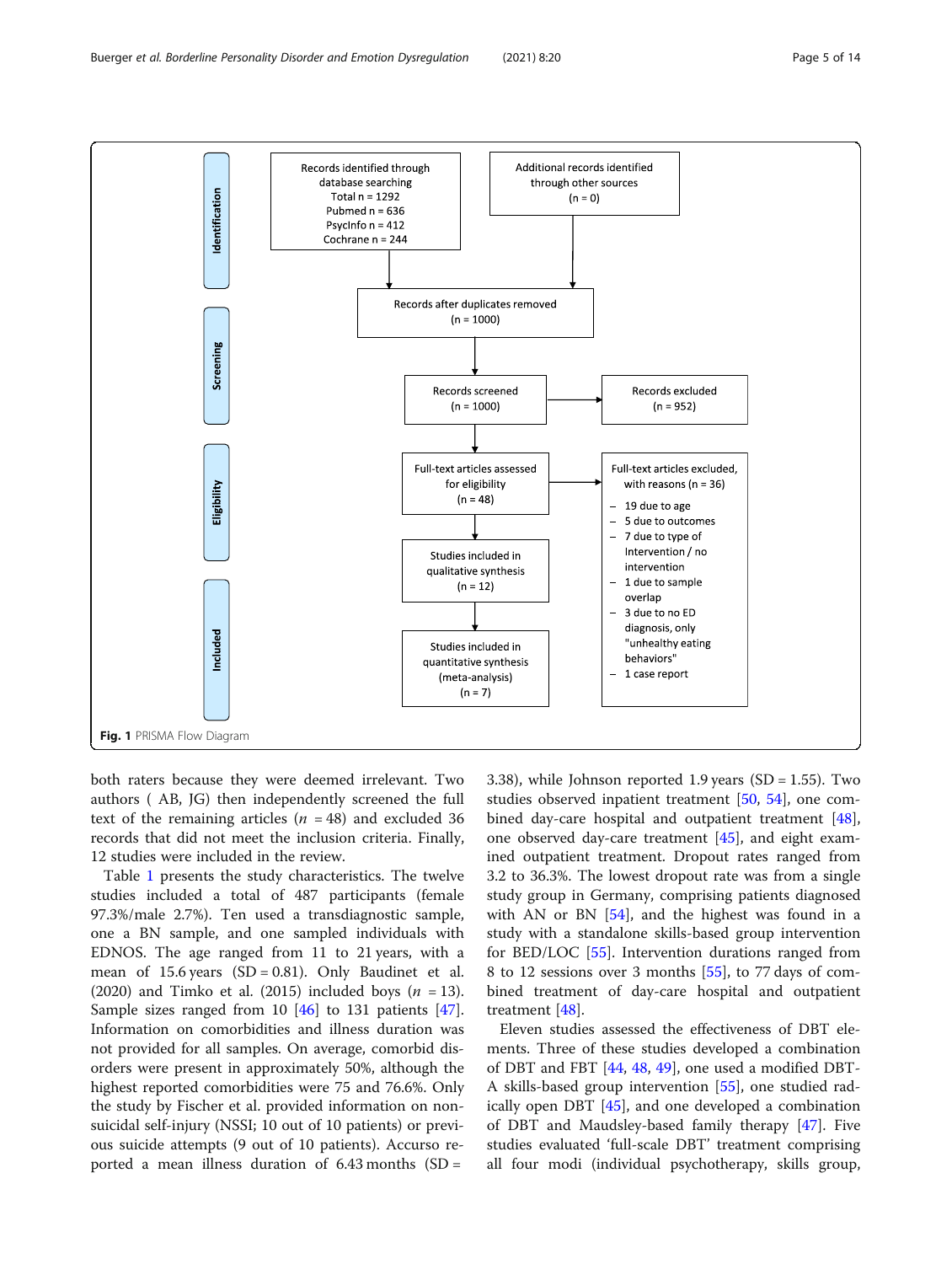**Identification**

Records identified through database searching
Total n = 1292
Pubmed n = 636
PsycInfo n = 412
Cochrane n = 244

Additional records identified through other sources
(n = 0)

**Screening**

Records after duplicates removed
(n = 1000)

Records screened
(n = 1000)

Records excluded
(n = 952)

**Eligibility**

Full-text articles assessed for eligibility
(n = 48)

Full-text articles excluded, with reasons (n = 36)

- 19 due to age
- 5 due to outcomes
- 7 due to type of Intervention / no intervention
- 1 due to sample overlap
- 3 due to no ED diagnosis, only "unhealthy eating behaviors"
- 1 case report

**Included**

Studies included in qualitative synthesis
(n = 12)

Studies included in quantitative synthesis (meta-analysis)
(n = 7)

**Fig. 1** PRISMA Flow Diagram

both raters because they were deemed irrelevant. Two authors ( AB, JG) then independently screened the full text of the remaining articles ($n$ = 48) and excluded 36 records that did not meet the inclusion criteria. Finally, 12 studies were included in the review.

Table 1 presents the study characteristics. The twelve studies included a total of 487 participants (female 97.3%/male 2.7%). Ten used a transdiagnostic sample, one a BN sample, and one sampled individuals with EDNOS. The age ranged from 11 to 21 years, with a mean of 15.6 years (SD = 0.81). Only Baudinet et al. (2020) and Timko et al. (2015) included boys ($n$ = 13). Sample sizes ranged from 10 [46] to 131 patients [47]. Information on comorbidities and illness duration was not provided for all samples. On average, comorbid disorders were present in approximately 50%, although the highest reported comorbidities were 75 and 76.6%. Only the study by Fischer et al. provided information on non-suicidal self-injury (NSSI; 10 out of 10 patients) or previous suicide attempts (9 out of 10 patients). Accurso reported a mean illness duration of 6.43 months (SD = 3.38), while Johnson reported 1.9 years (SD = 1.55). Two studies observed inpatient treatment [50, 54], one combined day-care hospital and outpatient treatment [48], one observed day-care treatment [45], and eight examined outpatient treatment. Dropout rates ranged from 3.2 to 36.3%. The lowest dropout rate was from a single study group in Germany, comprising patients diagnosed with AN or BN [54], and the highest was found in a study with a standalone skills-based group intervention for BED/LOC [55]. Intervention durations ranged from 8 to 12 sessions over 3 months [55], to 77 days of combined treatment of day-care hospital and outpatient treatment [48].

Eleven studies assessed the effectiveness of DBT elements. Three of these studies developed a combination of DBT and FBT [44, 48, 49], one used a modified DBT-A skills-based group intervention [55], one studied radically open DBT [45], and one developed a combination of DBT and Maudsley-based family therapy [47]. Five studies evaluated 'full-scale DBT' treatment comprising all four modi (individual psychotherapy, skills group,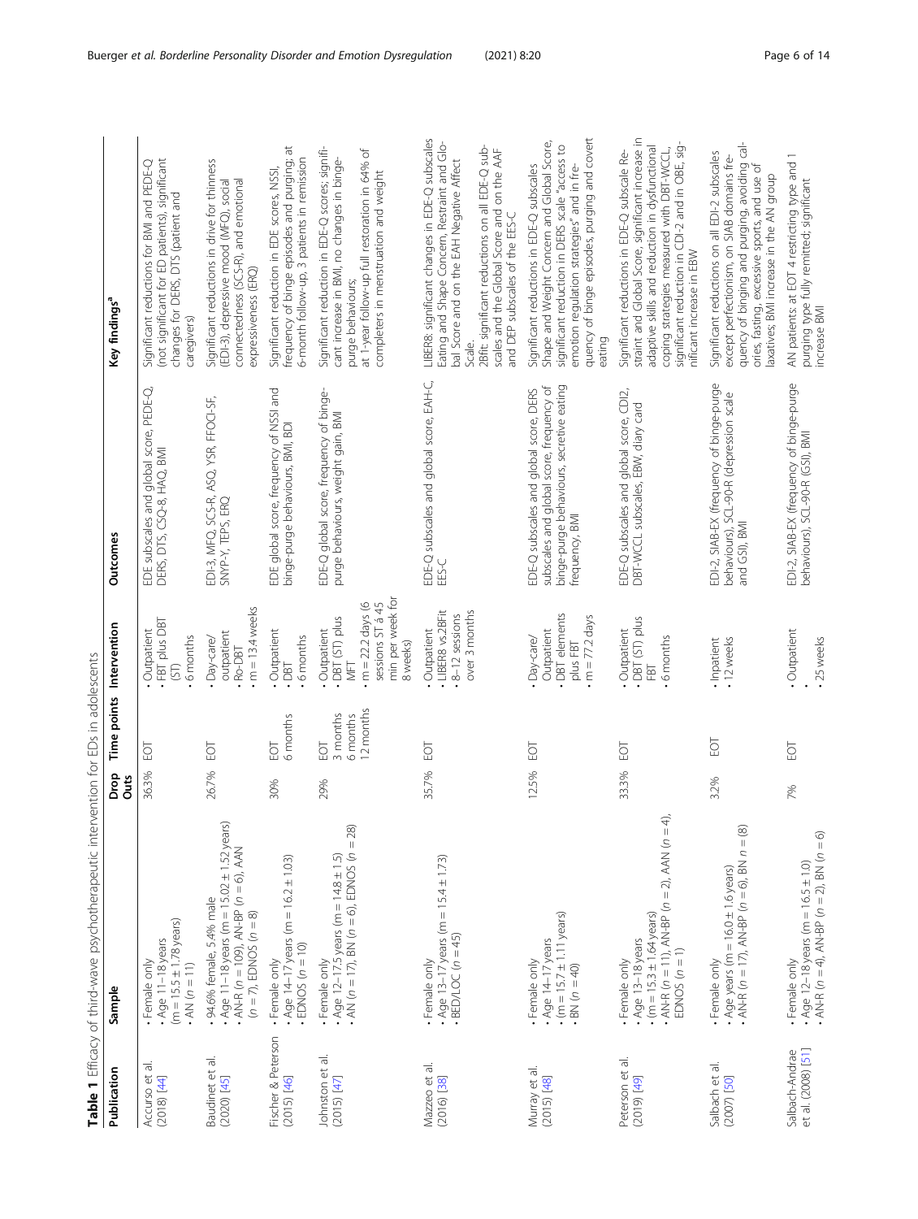**Table 1** Efficacy of third-wave psychotherapeutic intervention for EDs in adolescents

| Publication | Sample | Drop Outs | Time points | Intervention | Outcomes | Key findings[a] |
|---|---|---|---|---|---|---|
| Accurso et al. (2018) [44] | • Female only<br>• Age 11–18 years (m = 15.5 ± 1.78 years)<br>• AN (n = 11) | 36.3% | EOT | • Outpatient<br>• FBT plus DBT (ST)<br>• 6 months | EDE subscales and global score, PEDE-Q, DERS, DTS, CSQ-8, HAQ, BMI | Significant reductions for BMI and PEDE-Q (not significant for ED patients), significant changes for DERS, DTS (patient and caregivers) |
| Baudinet et al. (2020) [45] | • 94.6% female, 5.4% male<br>• Age 11–18 years (m = 15.02 ± 1.52 years)<br>• AN-R (n = 109), AN-BP (n = 6), AAN (n = 7), EDNOS (n = 8) | 26.7% | EOT | • Day-care/ outpatient<br>• Ro-DBT<br>• m = 13.4 weeks | EDI-3, MFQ, SCS-R, ASQ, YSR, FFOCI-SF, SNYP-Y, TEPS, ERQ | Significant reductions in drive for thinness (EDI-3), depressive mood (MFQ), social connectedness (SCS-R), and emotional expressiveness (ERQ) |
| Fischer & Peterson (2015) [46] | • Female only<br>• Age 14–17 years (m = 16.2 ± 1.03)<br>• EDNOS (n = 10) | 30% | EOT<br>6 months | • Outpatient<br>• DBT<br>• 6 months | EDE global score, frequency of NSSI and binge-purge behaviours, BMI, BDI | Significant reduction in EDE scores, NSSI, frequency of binge episodes and purging, at 6-month follow-up, 3 patients in remission |
| Johnston et al. (2015) [47] | • Female only<br>• Age 12–17.5 years (m = 14.8 ± 1.5)<br>• AN (n = 17), BN (n = 6), EDNOS (n = 28) | 29% | EOT<br>3 months<br>6 months<br>12 months | • Outpatient<br>• DBT (ST) plus MFT<br>• m = 22.2 days (6 sessions ST à 45 min per week for 8 weeks) | EDE-Q global score, frequency of binge-purge behaviours, weight gain, BMI | Significant reduction in EDE-Q scores; significant increase in BMI, no changes in binge-purge behaviours;<br>at 1-year follow-up full restoration in 64% of completers in menstruation and weight |
| Mazzeo et al. (2016) [38] | • Female only<br>• Age 13–17 years (m = 15.4 ± 1.73)<br>• BED/LOC (n = 45) | 35.7% | EOT | • Outpatient<br>• LIBER8 vs.2Bfit<br>• 8–12 sessions over 3 months | EDE-Q subscales and global score, EAH-C, EES-C | LIBER8: significant changes in EDE-Q subscales Eating and Shape Concern, Restraint and Global Score and on the EAH Negative Affect Scale.<br>2Bfit: significant reductions on all EDE-Q subscales and the Global Score and on the AAF and DEP subscales of the EES-C |
| Murray et al. (2015) [48] | • Female only<br>• Age 14–17 years<br>• (m = 15.7 ± 1.11 years)<br>• BN (n = 40) | 12.5% | EOT | • Day-care/ Outpatient<br>• DBT elements plus FBT<br>• m = 77.2 days | EDE-Q subscales and global score, DERS subscales and global score, frequency of binge-purge behaviours, secretive eating frequency, BMI | Significant reductions in EDE-Q subscales Shape and Weight Concern and Global Score, significant reduction in DERS scale "access to emotion regulation strategies" and in frequency of binge episodes, purging and covert eating |
| Peterson et al. (2019) [49] | • Female only<br>• Age 13–18 years<br>• (m = 15.3 ± 1.64 years)<br>• AN-R (n = 11), AN-BP (n = 2), AAN (n = 4), EDNOS (n = 1) | 33.3% | EOT | • Outpatient<br>• DBT (ST) plus FBT<br>• 6 months | EDE-Q subscales and global score, CDI2, DBT-WCCL subscales, EBW, diary card | Significant reductions in EDE-Q subscale Restraint and Global Score, significant increase in adaptive skills and reduction in dysfunctional coping strategies measured with DBT-WCCL, significant reduction in CDI-2 and in OBE, significant increase in EBW |
| Salbach et al. (2007) [50] | • Female only<br>• Age years (m = 16.0 ± 1.6 years)<br>• AN-R (n = 17), AN-BP (n = 6), BN n = (8) | 3.2% | EOT | • Inpatient<br>• 12 weeks | EDI-2, SIAB-EX (frequency of binge-purge behaviours), SCL-90-R (depression scale and GSI), BMI | Significant reductions on all EDI-2 subscales except perfectionism, on SIAB domains frequency of binging and purging, avoiding calories, fasting, excessive sports, and use of laxatives; BMI increase in the AN group |
| Salbach-Andrae et al. (2008) [51] | • Female only<br>• Age 12–18 years (m = 16.5 ± 1.0)<br>• AN-R (n = 4), AN-BP (n = 2), BN (n = 6) | 7% | EOT | • Outpatient<br>•<br>• 25 weeks | EDI-2, SIAB-EX (frequency of binge-purge behaviours), SCL-90-R (GSI), BMI | AN patients: at EOT 4 restricting type and 1 purging type fully remitted; significant increase BMI |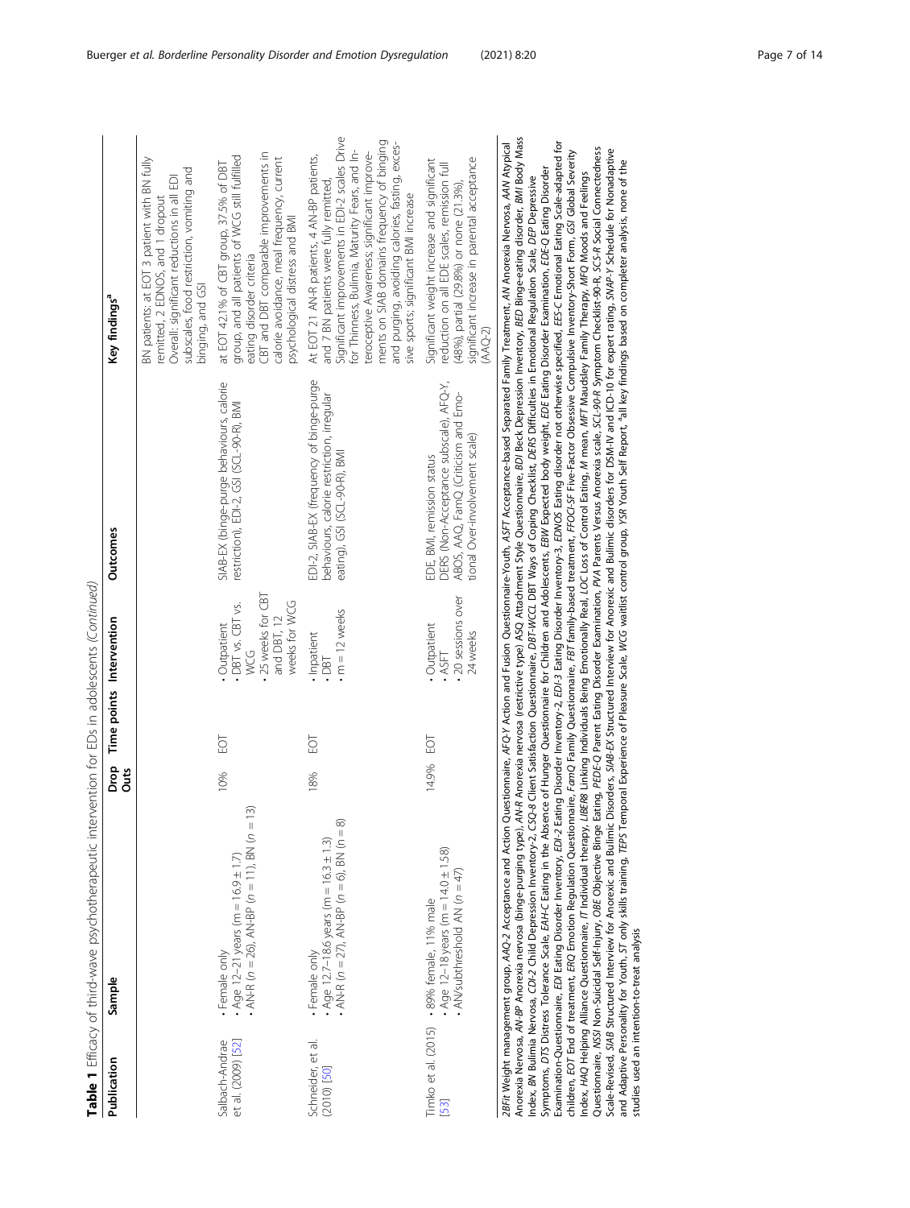**Table 1** Efficacy of third-wave psychotherapeutic intervention for EDs in adolescents *(Continued)*

| Publication | Sample | Drop Outs | Time points | Intervention | Outcomes | Key findings[a] |
|---|---|---|---|---|---|---|
| | | | | | | BN patients: at EOT 3 patient with BN fully remitted, 2 EDNOS, and 1 dropout<br>Overall: significant reductions in all EDI subscales, food restriction, vomiting and binging, and GSI |
| Salbach-Andrae et al. (2009) [52] | • Female only<br>• Age 12–21 years (m = 16.9 ± 1.7)<br>• AN-R (n = 26), AN-BP (n = 11), BN (n = 13) | 10% | EOT | • Outpatient<br>• DBT vs. CBT vs. WCG<br>• 25 weeks for CBT and DBT, 12 weeks for WCG | SIAB-EX (binge-purge behaviours, calorie restriction), EDI-2, GSI (SCL-90-R), BMI | at EOT 42.1% of CBT group, 37.5% of DBT group, and all patients of WCG still fulfilled eating disorder criteria<br>CBT and DBT comparable improvements in calorie avoidance, meal frequency, current psychological distress and BMI |
| Schneider, et al. (2010) [50] | • Female only<br>• Age 12.7–18.6 years (m = 16.3 ± 1.3)<br>• AN-R (n = 27), AN-BP (n = 6), BN (n = 8) | 18% | EOT | • Inpatient<br>• DBT<br>• m = 12 weeks | EDI-2, SIAB-EX (frequency of binge-purge behaviours, calorie restriction, irregular eating), GSI (SCL-90-R), BMI | At EOT 21 AN-R patients, 4 AN-BP patients, and 7 BN patients were fully remitted,<br>Significant improvements in EDI-2 scales Drive for Thinness, Bulimia, Maturity Fears, and Interoceptive Awareness; significant improvements on SIAB domains frequency of binging and purging, avoiding calories, fasting, excessive sports; significant BMI increase |
| Timko et al. (2015) [53] | • 89% female, 11% male<br>• Age 12–18 years (m = 14.0 ± 1.58)<br>• AN/subthreshold AN (n = 47) | 14.9% | EOT | • Outpatient<br>• ASFT<br>• 20 sessions over 24 weeks | EDE, BMI, remission status<br>DERS (Non-Acceptance subscale), AFQ-Y, ABOS, AAQ, FamQ (Criticism and Emotional Over-involvement scale) | Significant weight increase and significant reduction on all EDE scales, remission full (48%), partial (29.8%) or none (21.3%),<br>significant increase in parental acceptance (AAQ-2) |

*2BFit* Weight management group, *AAQ-2* Acceptance and Action Questionnaire, *AFQ-Y* Action and Fusion Questionnaire-Youth, *ASFT* Acceptance-based Separated Family Treatment, *AN* Anorexia Nervosa, *AAN* Atypical Anorexia Nervosa, *AN-BP* Anorexia nervosa (binge-purging type), *AN-R* Anorexia nervosa (restrictive type) *ASQ* Attachment Style Questionnaire, *BDI* Beck Depression Inventory, *BED* Binge-eating disorder, *BMI* Body Mass Index, *BN* Bulimia Nervosa, *CDI-2* Child Depression Inventory-2, *CSQ-8* Client Satisfaction Questionnaire, *DBT-WCCL* DBT Ways of Coping Checklist, *DERS* Difficulties in Emotional Regulation Scale, *DEP* Depressive Symptoms, *DTS* Distress Tolerance Scale, *EAH-C* Eating in the Absence of Hunger Questionnaire for Children and Adolescents, *EBW* Expected body weight, *EDE* Eating Disorder Examination, *EDE-Q* Eating Disorder Examination-Questionnaire, *EDI* Eating Disorder Inventory, *EDI-2* Eating Disorder Inventory-2, *EDI-3* Eating Disorder Inventory-3, *EDNOS* Eating disorder not otherwise specified, *EES-C* Emotional Eating Scale-adapted for children, *EOT* End of treatment, *ERQ* Emotion Regulation Questionnaire, *FamQ* Family Questionnaire, *FBT* family-based treatment, *FFOCI-SF* Five-Factor Obsessive Compulsive Inventory-Short Form, *GSI* Global Severity Index, *HAQ* Helping Alliance Questionnaire, *IT* Individual therapy, *LIBER8* Linking Individuals Being Emotionally Real, *LOC* Loss of Control Eating, *M* mean, *MFT* Maudsley Family Therapy, *MFQ* Moods and Feelings Questionnaire, *NSSI* Non-Suicidal Self-Injury, *OBE* Objective Binge Eating, *PEDE-Q* Parent Eating Disorder Examination, *PVA* Parents Versus Anorexia scale, *SCL-90-R* Symptom Checklist-90-R, *SCS-R* Social Connectedness Scale-Revised, *SIAB* Structured Interview for Anorexic and Bulimic Disorders, *SIAB-EX* Structured Interview for Anorexic and Bulimic disorders for DSM-IV and ICD-10 for expert rating, *SNAP-Y* Schedule for Nonadaptive and Adaptive Personality for Youth, *ST* only skills training, *TEPS* Temporal Experience of Pleasure Scale, *WCG* waitlist control group, *YSR* Youth Self Report, [a]all key findings based on completer analysis, none of the studies used an intention-to-treat analysis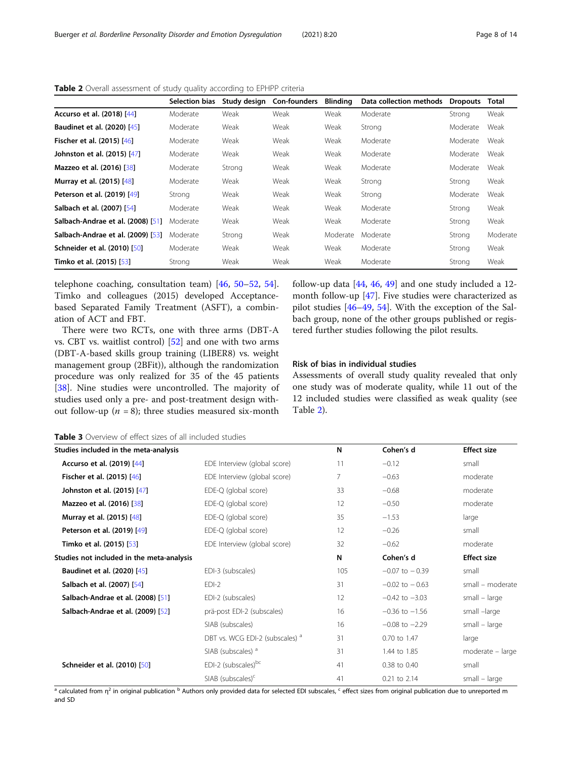**Table 2** Overall assessment of study quality according to EPHPP criteria

|  | Selection bias | Study design | Con-founders | Blinding | Data collection methods | Dropouts | Total |
|---|---|---|---|---|---|---|---|
| **Accurso et al. (2018)** [44] | Moderate | Weak | Weak | Weak | Moderate | Strong | Weak |
| **Baudinet et al. (2020)** [45] | Moderate | Weak | Weak | Weak | Strong | Moderate | Weak |
| **Fischer et al. (2015)** [46] | Moderate | Weak | Weak | Weak | Moderate | Moderate | Weak |
| **Johnston et al. (2015)** [47] | Moderate | Weak | Weak | Weak | Moderate | Moderate | Weak |
| **Mazzeo et al. (2016)** [38] | Moderate | Strong | Weak | Weak | Moderate | Moderate | Weak |
| **Murray et al. (2015)** [48] | Moderate | Weak | Weak | Weak | Strong | Strong | Weak |
| **Peterson et al. (2019)** [49] | Strong | Weak | Weak | Weak | Strong | Moderate | Weak |
| **Salbach et al. (2007)** [54] | Moderate | Weak | Weak | Weak | Moderate | Strong | Weak |
| **Salbach-Andrae et al. (2008)** [51] | Moderate | Weak | Weak | Weak | Moderate | Strong | Weak |
| **Salbach-Andrae et al. (2009)** [53] | Moderate | Strong | Weak | Moderate | Moderate | Strong | Moderate |
| **Schneider et al. (2010)** [50] | Moderate | Weak | Weak | Weak | Moderate | Strong | Weak |
| **Timko et al. (2015)** [53] | Strong | Weak | Weak | Weak | Moderate | Strong | Weak |

telephone coaching, consultation team) [46, 50–52, 54]. Timko and colleagues (2015) developed Acceptance-based Separated Family Treatment (ASFT), a combination of ACT and FBT.

There were two RCTs, one with three arms (DBT-A vs. CBT vs. waitlist control) [52] and one with two arms (DBT-A-based skills group training (LIBER8) vs. weight management group (2BFit)), although the randomization procedure was only realized for 35 of the 45 patients [38]. Nine studies were uncontrolled. The majority of studies used only a pre- and post-treatment design without follow-up ($n$ = 8); three studies measured six-month follow-up data [44, 46, 49] and one study included a 12-month follow-up [47]. Five studies were characterized as pilot studies [46–49, 54]. With the exception of the Salbach group, none of the other groups published or registered further studies following the pilot results.

### Risk of bias in individual studies

Assessments of overall study quality revealed that only one study was of moderate quality, while 11 out of the 12 included studies were classified as weak quality (see Table 2).

**Table 3** Overview of effect sizes of all included studies

| Studies included in the meta-analysis | | N | Cohen's d | Effect size |
|---|---|---|---|---|
| **Accurso et al. (2019)** [44] | EDE Interview (global score) | 11 | −0.12 | small |
| **Fischer et al. (2015)** [46] | EDE Interview (global score) | 7 | −0.63 | moderate |
| **Johnston et al. (2015)** [47] | EDE-Q (global score) | 33 | −0.68 | moderate |
| **Mazzeo et al. (2016)** [38] | EDE-Q (global score) | 12 | −0.50 | moderate |
| **Murray et al. (2015)** [48] | EDE-Q (global score) | 35 | −1.53 | large |
| **Peterson et al. (2019)** [49] | EDE-Q (global score) | 12 | −0.26 | small |
| **Timko et al. (2015)** [53] | EDE Interview (global score) | 32 | −0.62 | moderate |
| **Studies not included in the meta-analysis** | | **N** | **Cohen's d** | **Effect size** |
| **Baudinet et al. (2020)** [45] | EDI-3 (subscales) | 105 | −0.07 to − 0.39 | small |
| **Salbach et al. (2007)** [54] | EDI-2 | 31 | −0.02 to − 0.63 | small – moderate |
| **Salbach-Andrae et al. (2008)** [51] | EDI-2 (subscales) | 12 | −0.42 to −3.03 | small – large |
| **Salbach-Andrae et al. (2009)** [52] | prä-post EDI-2 (subscales) | 16 | −0.36 to −1.56 | small –large |
| | SIAB (subscales) | 16 | −0.08 to −2.29 | small – large |
| | DBT vs. WCG EDI-2 (subscales) [a] | 31 | 0.70 to 1.47 | large |
| | SIAB (subscales) [a] | 31 | 1.44 to 1.85 | moderate – large |
| **Schneider et al. (2010)** [50] | EDI-2 (subscales)[bc] | 41 | 0.38 to 0.40 | small |
| | SIAB (subscales)[c] | 41 | 0.21 to 2.14 | small – large |

[a] calculated from $\eta^2$ in original publication [b] Authors only provided data for selected EDI subscales, [c] effect sizes from original publication due to unreported m and SD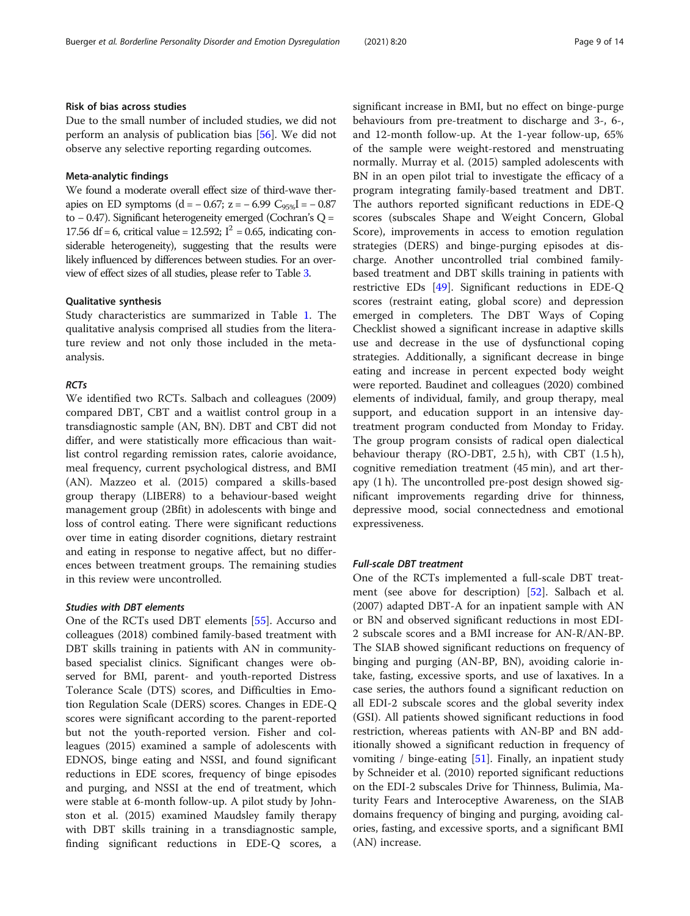### Risk of bias across studies

Due to the small number of included studies, we did not perform an analysis of publication bias [56]. We did not observe any selective reporting regarding outcomes.

### Meta-analytic findings

We found a moderate overall effect size of third-wave therapies on ED symptoms ($d = -0.67$; $z = -6.99$ $C_{95\%}I = -0.87$ to $-0.47$). Significant heterogeneity emerged (Cochran's $Q = 17.56$ $df = 6$, critical value $= 12.592$; $I^2 = 0.65$, indicating considerable heterogeneity), suggesting that the results were likely influenced by differences between studies. For an overview of effect sizes of all studies, please refer to Table 3.

### Qualitative synthesis

Study characteristics are summarized in Table 1. The qualitative analysis comprised all studies from the literature review and not only those included in the meta-analysis.

#### *RCTs*

We identified two RCTs. Salbach and colleagues (2009) compared DBT, CBT and a waitlist control group in a transdiagnostic sample (AN, BN). DBT and CBT did not differ, and were statistically more efficacious than waitlist control regarding remission rates, calorie avoidance, meal frequency, current psychological distress, and BMI (AN). Mazzeo et al. (2015) compared a skills-based group therapy (LIBER8) to a behaviour-based weight management group (2Bfit) in adolescents with binge and loss of control eating. There were significant reductions over time in eating disorder cognitions, dietary restraint and eating in response to negative affect, but no differences between treatment groups. The remaining studies in this review were uncontrolled.

#### *Studies with DBT elements*

One of the RCTs used DBT elements [55]. Accurso and colleagues (2018) combined family-based treatment with DBT skills training in patients with AN in community-based specialist clinics. Significant changes were observed for BMI, parent- and youth-reported Distress Tolerance Scale (DTS) scores, and Difficulties in Emotion Regulation Scale (DERS) scores. Changes in EDE-Q scores were significant according to the parent-reported but not the youth-reported version. Fisher and colleagues (2015) examined a sample of adolescents with EDNOS, binge eating and NSSI, and found significant reductions in EDE scores, frequency of binge episodes and purging, and NSSI at the end of treatment, which were stable at 6-month follow-up. A pilot study by Johnston et al. (2015) examined Maudsley family therapy with DBT skills training in a transdiagnostic sample, finding significant reductions in EDE-Q scores, a significant increase in BMI, but no effect on binge-purge behaviours from pre-treatment to discharge and 3-, 6-, and 12-month follow-up. At the 1-year follow-up, 65% of the sample were weight-restored and menstruating normally. Murray et al. (2015) sampled adolescents with BN in an open pilot trial to investigate the efficacy of a program integrating family-based treatment and DBT. The authors reported significant reductions in EDE-Q scores (subscales Shape and Weight Concern, Global Score), improvements in access to emotion regulation strategies (DERS) and binge-purging episodes at discharge. Another uncontrolled trial combined family-based treatment and DBT skills training in patients with restrictive EDs [49]. Significant reductions in EDE-Q scores (restraint eating, global score) and depression emerged in completers. The DBT Ways of Coping Checklist showed a significant increase in adaptive skills use and decrease in the use of dysfunctional coping strategies. Additionally, a significant decrease in binge eating and increase in percent expected body weight were reported. Baudinet and colleagues (2020) combined elements of individual, family, and group therapy, meal support, and education support in an intensive day-treatment program conducted from Monday to Friday. The group program consists of radical open dialectical behaviour therapy (RO-DBT, 2.5 h), with CBT (1.5 h), cognitive remediation treatment (45 min), and art therapy (1 h). The uncontrolled pre-post design showed significant improvements regarding drive for thinness, depressive mood, social connectedness and emotional expressiveness.

#### *Full-scale DBT treatment*

One of the RCTs implemented a full-scale DBT treatment (see above for description) [52]. Salbach et al. (2007) adapted DBT-A for an inpatient sample with AN or BN and observed significant reductions in most EDI-2 subscale scores and a BMI increase for AN-R/AN-BP. The SIAB showed significant reductions on frequency of binging and purging (AN-BP, BN), avoiding calorie intake, fasting, excessive sports, and use of laxatives. In a case series, the authors found a significant reduction on all EDI-2 subscale scores and the global severity index (GSI). All patients showed significant reductions in food restriction, whereas patients with AN-BP and BN additionally showed a significant reduction in frequency of vomiting / binge-eating [51]. Finally, an inpatient study by Schneider et al. (2010) reported significant reductions on the EDI-2 subscales Drive for Thinness, Bulimia, Maturity Fears and Interoceptive Awareness, on the SIAB domains frequency of binging and purging, avoiding calories, fasting, and excessive sports, and a significant BMI (AN) increase.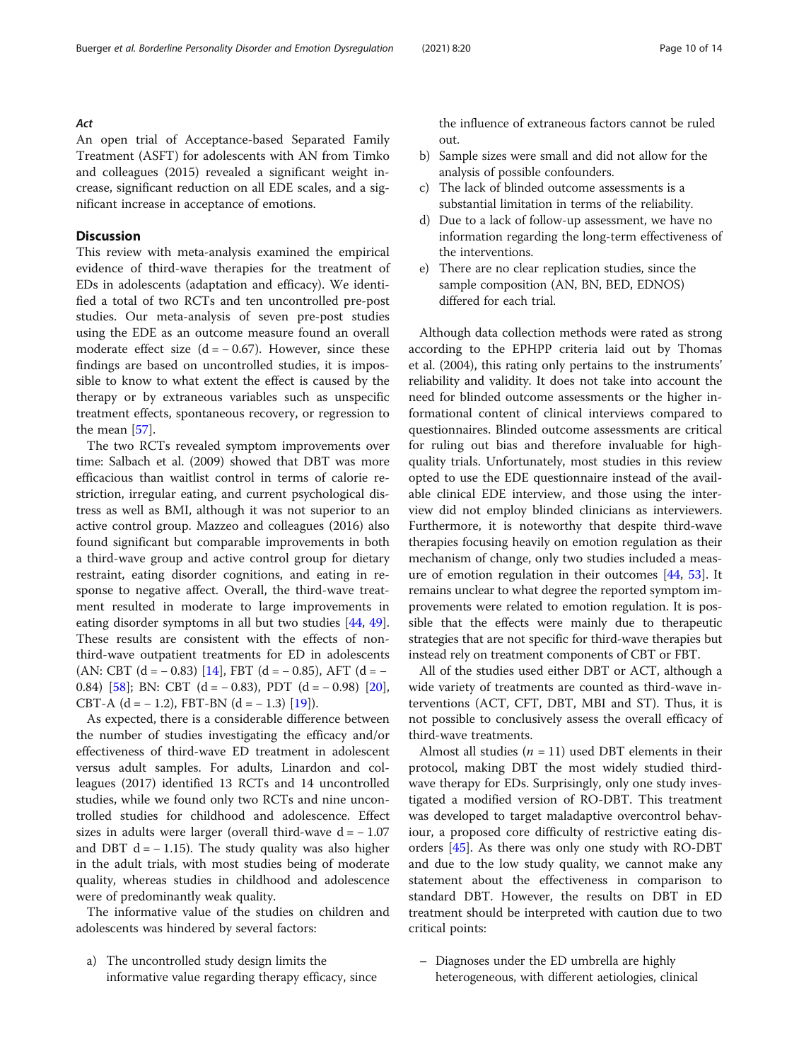#### *Act*

An open trial of Acceptance-based Separated Family Treatment (ASFT) for adolescents with AN from Timko and colleagues (2015) revealed a significant weight increase, significant reduction on all EDE scales, and a significant increase in acceptance of emotions.

## Discussion

This review with meta-analysis examined the empirical evidence of third-wave therapies for the treatment of EDs in adolescents (adaptation and efficacy). We identified a total of two RCTs and ten uncontrolled pre-post studies. Our meta-analysis of seven pre-post studies using the EDE as an outcome measure found an overall moderate effect size ($d = -0.67$). However, since these findings are based on uncontrolled studies, it is impossible to know to what extent the effect is caused by the therapy or by extraneous variables such as unspecific treatment effects, spontaneous recovery, or regression to the mean [57].

The two RCTs revealed symptom improvements over time: Salbach et al. (2009) showed that DBT was more efficacious than waitlist control in terms of calorie restriction, irregular eating, and current psychological distress as well as BMI, although it was not superior to an active control group. Mazzeo and colleagues (2016) also found significant but comparable improvements in both a third-wave group and active control group for dietary restraint, eating disorder cognitions, and eating in response to negative affect. Overall, the third-wave treatment resulted in moderate to large improvements in eating disorder symptoms in all but two studies [44, 49]. These results are consistent with the effects of non-third-wave outpatient treatments for ED in adolescents (AN: CBT ($d = -0.83$) [14], FBT ($d = -0.85$), AFT ($d = -0.84$) [58]; BN: CBT ($d = -0.83$), PDT ($d = -0.98$) [20], CBT-A ($d = -1.2$), FBT-BN ($d = -1.3$) [19]).

As expected, there is a considerable difference between the number of studies investigating the efficacy and/or effectiveness of third-wave ED treatment in adolescent versus adult samples. For adults, Linardon and colleagues (2017) identified 13 RCTs and 14 uncontrolled studies, while we found only two RCTs and nine uncontrolled studies for childhood and adolescence. Effect sizes in adults were larger (overall third-wave $d = -1.07$ and DBT $d = -1.15$). The study quality was also higher in the adult trials, with most studies being of moderate quality, whereas studies in childhood and adolescence were of predominantly weak quality.

The informative value of the studies on children and adolescents was hindered by several factors:

a) The uncontrolled study design limits the informative value regarding therapy efficacy, since the influence of extraneous factors cannot be ruled out.
b) Sample sizes were small and did not allow for the analysis of possible confounders.
c) The lack of blinded outcome assessments is a substantial limitation in terms of the reliability.
d) Due to a lack of follow-up assessment, we have no information regarding the long-term effectiveness of the interventions.
e) There are no clear replication studies, since the sample composition (AN, BN, BED, EDNOS) differed for each trial.

Although data collection methods were rated as strong according to the EPHPP criteria laid out by Thomas et al. (2004), this rating only pertains to the instruments' reliability and validity. It does not take into account the need for blinded outcome assessments or the higher informational content of clinical interviews compared to questionnaires. Blinded outcome assessments are critical for ruling out bias and therefore invaluable for high-quality trials. Unfortunately, most studies in this review opted to use the EDE questionnaire instead of the available clinical EDE interview, and those using the interview did not employ blinded clinicians as interviewers. Furthermore, it is noteworthy that despite third-wave therapies focusing heavily on emotion regulation as their mechanism of change, only two studies included a measure of emotion regulation in their outcomes [44, 53]. It remains unclear to what degree the reported symptom improvements were related to emotion regulation. It is possible that the effects were mainly due to therapeutic strategies that are not specific for third-wave therapies but instead rely on treatment components of CBT or FBT.

All of the studies used either DBT or ACT, although a wide variety of treatments are counted as third-wave interventions (ACT, CFT, DBT, MBI and ST). Thus, it is not possible to conclusively assess the overall efficacy of third-wave treatments.

Almost all studies (*n* = 11) used DBT elements in their protocol, making DBT the most widely studied third-wave therapy for EDs. Surprisingly, only one study investigated a modified version of RO-DBT. This treatment was developed to target maladaptive overcontrol behaviour, a proposed core difficulty of restrictive eating disorders [45]. As there was only one study with RO-DBT and due to the low study quality, we cannot make any statement about the effectiveness in comparison to standard DBT. However, the results on DBT in ED treatment should be interpreted with caution due to two critical points:

– Diagnoses under the ED umbrella are highly heterogeneous, with different aetiologies, clinical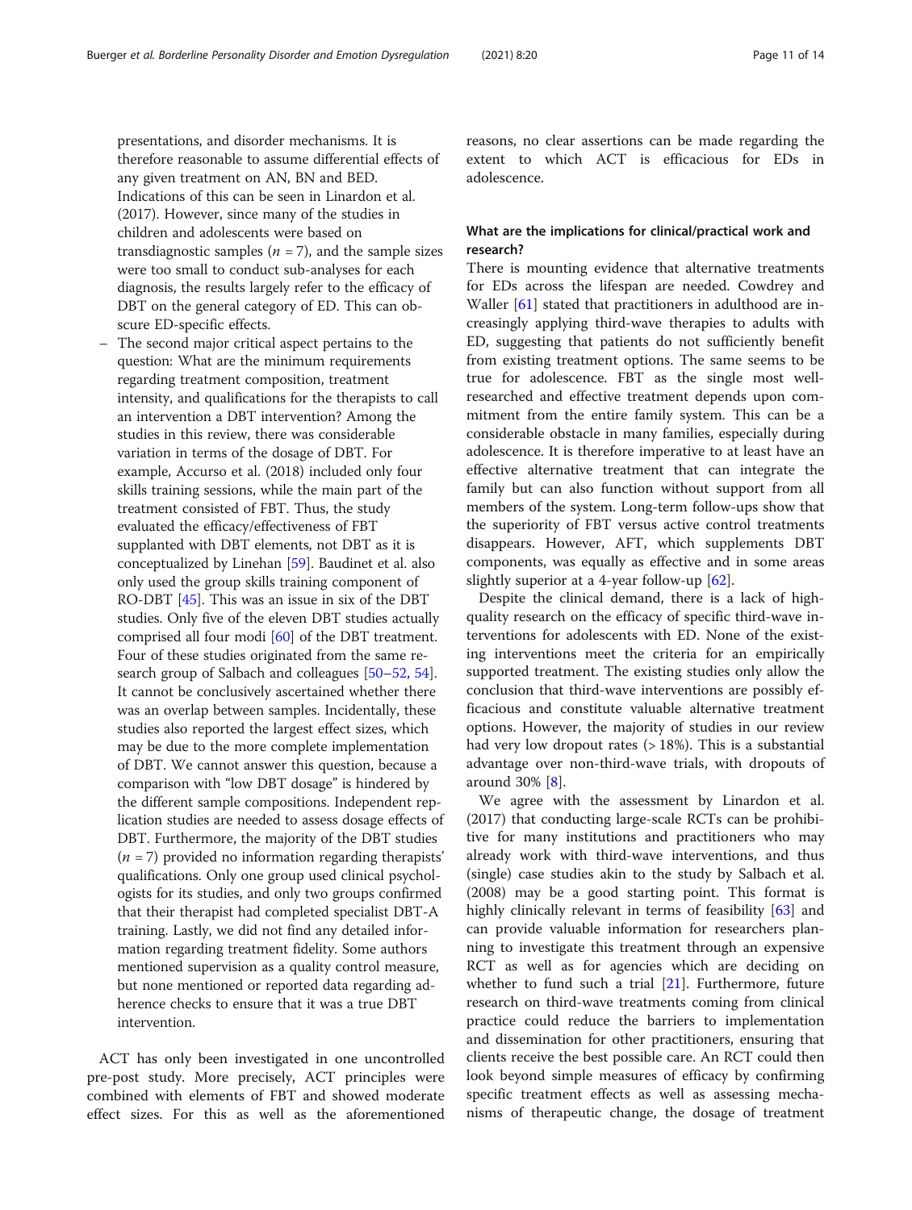presentations, and disorder mechanisms. It is therefore reasonable to assume differential effects of any given treatment on AN, BN and BED. Indications of this can be seen in Linardon et al. (2017). However, since many of the studies in children and adolescents were based on transdiagnostic samples ($n = 7$), and the sample sizes were too small to conduct sub-analyses for each diagnosis, the results largely refer to the efficacy of DBT on the general category of ED. This can obscure ED-specific effects.

- The second major critical aspect pertains to the question: What are the minimum requirements regarding treatment composition, treatment intensity, and qualifications for the therapists to call an intervention a DBT intervention? Among the studies in this review, there was considerable variation in terms of the dosage of DBT. For example, Accurso et al. (2018) included only four skills training sessions, while the main part of the treatment consisted of FBT. Thus, the study evaluated the efficacy/effectiveness of FBT supplanted with DBT elements, not DBT as it is conceptualized by Linehan [59]. Baudinet et al. also only used the group skills training component of RO-DBT [45]. This was an issue in six of the DBT studies. Only five of the eleven DBT studies actually comprised all four modi [60] of the DBT treatment. Four of these studies originated from the same research group of Salbach and colleagues [50–52, 54]. It cannot be conclusively ascertained whether there was an overlap between samples. Incidentally, these studies also reported the largest effect sizes, which may be due to the more complete implementation of DBT. We cannot answer this question, because a comparison with "low DBT dosage" is hindered by the different sample compositions. Independent replication studies are needed to assess dosage effects of DBT. Furthermore, the majority of the DBT studies ($n = 7$) provided no information regarding therapists' qualifications. Only one group used clinical psychologists for its studies, and only two groups confirmed that their therapist had completed specialist DBT-A training. Lastly, we did not find any detailed information regarding treatment fidelity. Some authors mentioned supervision as a quality control measure, but none mentioned or reported data regarding adherence checks to ensure that it was a true DBT intervention.

ACT has only been investigated in one uncontrolled pre-post study. More precisely, ACT principles were combined with elements of FBT and showed moderate effect sizes. For this as well as the aforementioned reasons, no clear assertions can be made regarding the extent to which ACT is efficacious for EDs in adolescence.

### What are the implications for clinical/practical work and research?

There is mounting evidence that alternative treatments for EDs across the lifespan are needed. Cowdrey and Waller [61] stated that practitioners in adulthood are increasingly applying third-wave therapies to adults with ED, suggesting that patients do not sufficiently benefit from existing treatment options. The same seems to be true for adolescence. FBT as the single most well-researched and effective treatment depends upon commitment from the entire family system. This can be a considerable obstacle in many families, especially during adolescence. It is therefore imperative to at least have an effective alternative treatment that can integrate the family but can also function without support from all members of the system. Long-term follow-ups show that the superiority of FBT versus active control treatments disappears. However, AFT, which supplements DBT components, was equally as effective and in some areas slightly superior at a 4-year follow-up [62].

Despite the clinical demand, there is a lack of high-quality research on the efficacy of specific third-wave interventions for adolescents with ED. None of the existing interventions meet the criteria for an empirically supported treatment. The existing studies only allow the conclusion that third-wave interventions are possibly efficacious and constitute valuable alternative treatment options. However, the majority of studies in our review had very low dropout rates (> 18%). This is a substantial advantage over non-third-wave trials, with dropouts of around 30% [8].

We agree with the assessment by Linardon et al. (2017) that conducting large-scale RCTs can be prohibitive for many institutions and practitioners who may already work with third-wave interventions, and thus (single) case studies akin to the study by Salbach et al. (2008) may be a good starting point. This format is highly clinically relevant in terms of feasibility [63] and can provide valuable information for researchers planning to investigate this treatment through an expensive RCT as well as for agencies which are deciding on whether to fund such a trial [21]. Furthermore, future research on third-wave treatments coming from clinical practice could reduce the barriers to implementation and dissemination for other practitioners, ensuring that clients receive the best possible care. An RCT could then look beyond simple measures of efficacy by confirming specific treatment effects as well as assessing mechanisms of therapeutic change, the dosage of treatment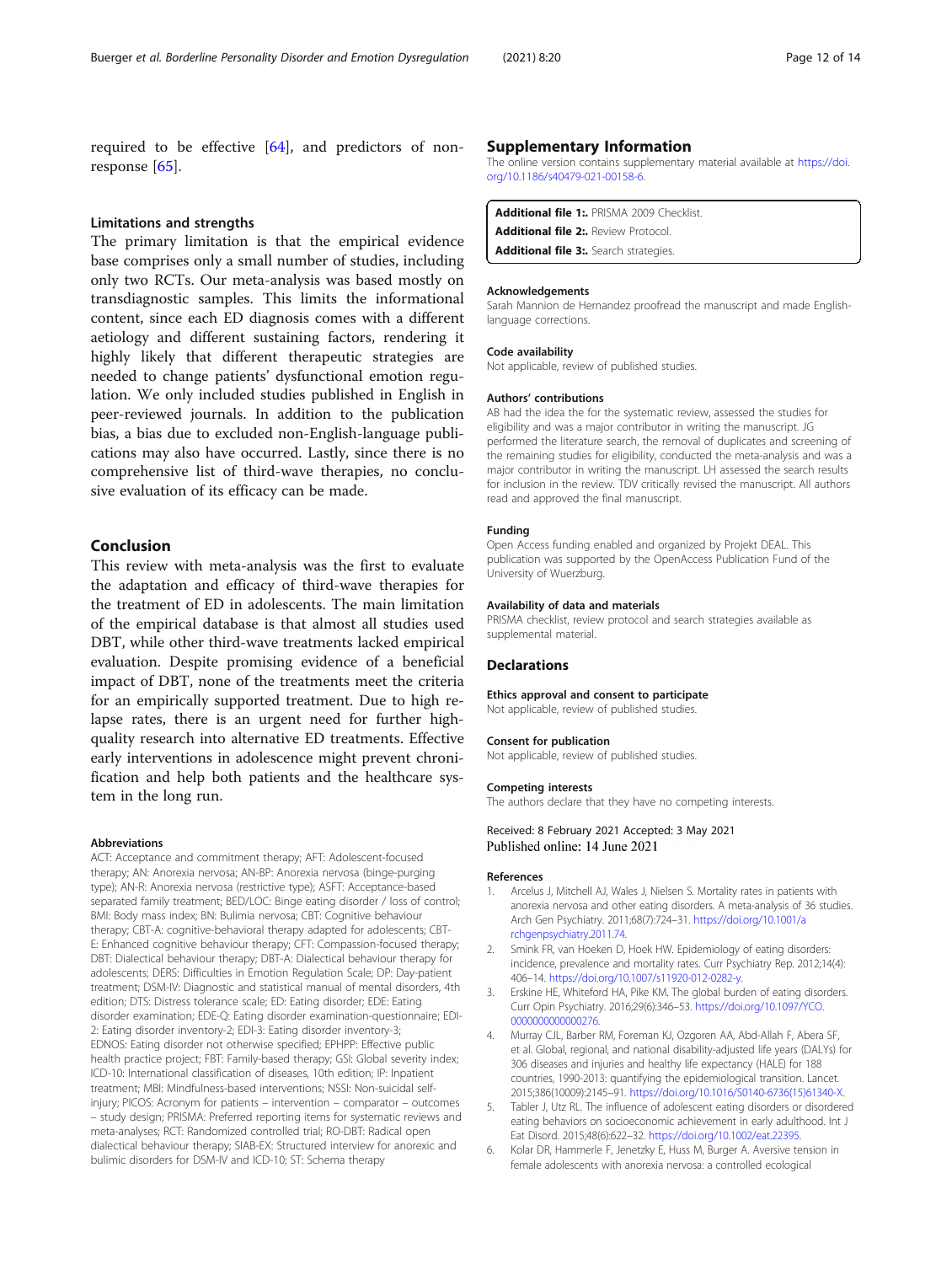required to be effective [64], and predictors of non-response [65].

### Limitations and strengths

The primary limitation is that the empirical evidence base comprises only a small number of studies, including only two RCTs. Our meta-analysis was based mostly on transdiagnostic samples. This limits the informational content, since each ED diagnosis comes with a different aetiology and different sustaining factors, rendering it highly likely that different therapeutic strategies are needed to change patients' dysfunctional emotion regulation. We only included studies published in English in peer-reviewed journals. In addition to the publication bias, a bias due to excluded non-English-language publications may also have occurred. Lastly, since there is no comprehensive list of third-wave therapies, no conclusive evaluation of its efficacy can be made.

## Conclusion

This review with meta-analysis was the first to evaluate the adaptation and efficacy of third-wave therapies for the treatment of ED in adolescents. The main limitation of the empirical database is that almost all studies used DBT, while other third-wave treatments lacked empirical evaluation. Despite promising evidence of a beneficial impact of DBT, none of the treatments meet the criteria for an empirically supported treatment. Due to high relapse rates, there is an urgent need for further high-quality research into alternative ED treatments. Effective early interventions in adolescence might prevent chronification and help both patients and the healthcare system in the long run.

#### Abbreviations

ACT: Acceptance and commitment therapy; AFT: Adolescent-focused therapy; AN: Anorexia nervosa; AN-BP: Anorexia nervosa (binge-purging type); AN-R: Anorexia nervosa (restrictive type); ASFT: Acceptance-based separated family treatment; BED/LOC: Binge eating disorder / loss of control; BMI: Body mass index; BN: Bulimia nervosa; CBT: Cognitive behaviour therapy; CBT-A: cognitive-behavioral therapy adapted for adolescents; CBT-E: Enhanced cognitive behaviour therapy; CFT: Compassion-focused therapy; DBT: Dialectical behaviour therapy; DBT-A: Dialectical behaviour therapy for adolescents; DERS: Difficulties in Emotion Regulation Scale; DP: Day-patient treatment; DSM-IV: Diagnostic and statistical manual of mental disorders, 4th edition; DTS: Distress tolerance scale; ED: Eating disorder; EDE: Eating disorder examination; EDE-Q: Eating disorder examination-questionnaire; EDI-2: Eating disorder inventory-2; EDI-3: Eating disorder inventory-3; EDNOS: Eating disorder not otherwise specified; EPHPP: Effective public health practice project; FBT: Family-based therapy; GSI: Global severity index; ICD-10: International classification of diseases, 10th edition; IP: Inpatient treatment; MBI: Mindfulness-based interventions; NSSI: Non-suicidal self-injury; PICOS: Acronym for patients – intervention – comparator – outcomes – study design; PRISMA: Preferred reporting items for systematic reviews and meta-analyses; RCT: Randomized controlled trial; RO-DBT: Radical open dialectical behaviour therapy; SIAB-EX: Structured interview for anorexic and bulimic disorders for DSM-IV and ICD-10; ST: Schema therapy

## Supplementary Information

The online version contains supplementary material available at https://doi.org/10.1186/s40479-021-00158-6.

**Additional file 1:.** PRISMA 2009 Checklist.
**Additional file 2:.** Review Protocol.
**Additional file 3:.** Search strategies.

#### Acknowledgements

Sarah Mannion de Hernandez proofread the manuscript and made English-language corrections.

#### Code availability

Not applicable, review of published studies.

#### Authors' contributions

AB had the idea the for the systematic review, assessed the studies for eligibility and was a major contributor in writing the manuscript. JG performed the literature search, the removal of duplicates and screening of the remaining studies for eligibility, conducted the meta-analysis and was a major contributor in writing the manuscript. LH assessed the search results for inclusion in the review. TDV critically revised the manuscript. All authors read and approved the final manuscript.

#### Funding

Open Access funding enabled and organized by Projekt DEAL. This publication was supported by the OpenAccess Publication Fund of the University of Wuerzburg.

#### Availability of data and materials

PRISMA checklist, review protocol and search strategies available as supplemental material.

## Declarations

#### Ethics approval and consent to participate

Not applicable, review of published studies.

#### Consent for publication

Not applicable, review of published studies.

#### Competing interests

The authors declare that they have no competing interests.

Received: 8 February 2021 Accepted: 3 May 2021
Published online: 14 June 2021

#### References

1. Arcelus J, Mitchell AJ, Wales J, Nielsen S. Mortality rates in patients with anorexia nervosa and other eating disorders. A meta-analysis of 36 studies. Arch Gen Psychiatry. 2011;68(7):724–31. https://doi.org/10.1001/archgenpsychiatry.2011.74.
2. Smink FR, van Hoeken D, Hoek HW. Epidemiology of eating disorders: incidence, prevalence and mortality rates. Curr Psychiatry Rep. 2012;14(4):406–14. https://doi.org/10.1007/s11920-012-0282-y.
3. Erskine HE, Whiteford HA, Pike KM. The global burden of eating disorders. Curr Opin Psychiatry. 2016;29(6):346–53. https://doi.org/10.1097/YCO.0000000000000276.
4. Murray CJL, Barber RM, Foreman KJ, Ozgoren AA, Abd-Allah F, Abera SF, et al. Global, regional, and national disability-adjusted life years (DALYs) for 306 diseases and injuries and healthy life expectancy (HALE) for 188 countries, 1990-2013: quantifying the epidemiological transition. Lancet. 2015;386(10009):2145–91. https://doi.org/10.1016/S0140-6736(15)61340-X.
5. Tabler J, Utz RL. The influence of adolescent eating disorders or disordered eating behaviors on socioeconomic achievement in early adulthood. Int J Eat Disord. 2015;48(6):622–32. https://doi.org/10.1002/eat.22395.
6. Kolar DR, Hammerle F, Jenetzky E, Huss M, Burger A. Aversive tension in female adolescents with anorexia nervosa: a controlled ecological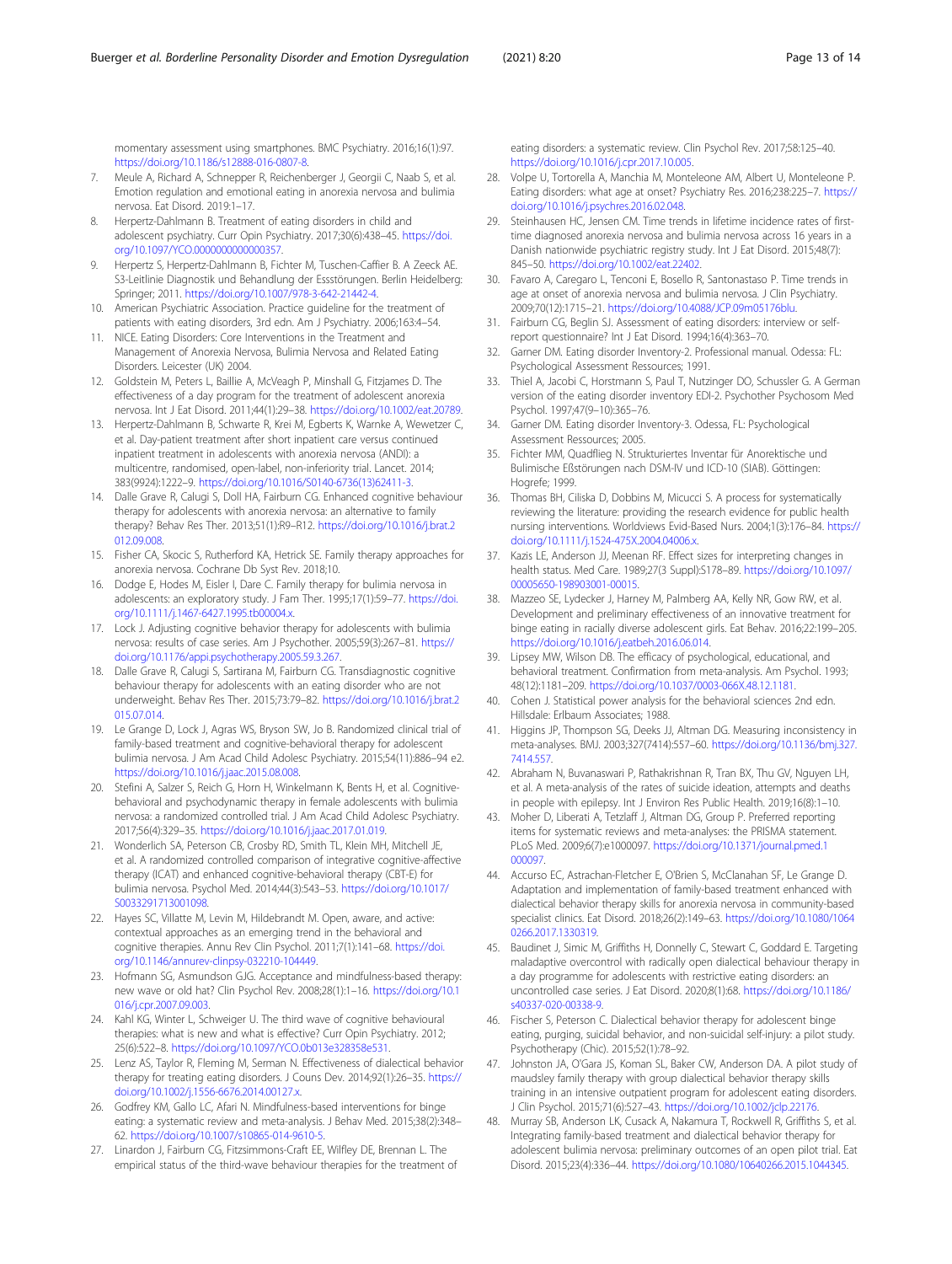momentary assessment using smartphones. BMC Psychiatry. 2016;16(1):97. https://doi.org/10.1186/s12888-016-0807-8.

7. Meule A, Richard A, Schnepper R, Reichenberger J, Georgii C, Naab S, et al. Emotion regulation and emotional eating in anorexia nervosa and bulimia nervosa. Eat Disord. 2019:1–17.
8. Herpertz-Dahlmann B. Treatment of eating disorders in child and adolescent psychiatry. Curr Opin Psychiatry. 2017;30(6):438–45. https://doi.org/10.1097/YCO.0000000000000357.
9. Herpertz S, Herpertz-Dahlmann B, Fichter M, Tuschen-Caffier B. A Zeeck AE. S3-Leitlinie Diagnostik und Behandlung der Essstörungen. Berlin Heidelberg: Springer; 2011. https://doi.org/10.1007/978-3-642-21442-4.
10. American Psychiatric Association. Practice guideline for the treatment of patients with eating disorders, 3rd edn. Am J Psychiatry. 2006;163:4–54.
11. NICE. Eating Disorders: Core Interventions in the Treatment and Management of Anorexia Nervosa, Bulimia Nervosa and Related Eating Disorders. Leicester (UK) 2004.
12. Goldstein M, Peters L, Baillie A, McVeagh P, Minshall G, Fitzjames D. The effectiveness of a day program for the treatment of adolescent anorexia nervosa. Int J Eat Disord. 2011;44(1):29–38. https://doi.org/10.1002/eat.20789.
13. Herpertz-Dahlmann B, Schwarte R, Krei M, Egberts K, Warnke A, Wewetzer C, et al. Day-patient treatment after short inpatient care versus continued inpatient treatment in adolescents with anorexia nervosa (ANDI): a multicentre, randomised, open-label, non-inferiority trial. Lancet. 2014; 383(9924):1222–9. https://doi.org/10.1016/S0140-6736(13)62411-3.
14. Dalle Grave R, Calugi S, Doll HA, Fairburn CG. Enhanced cognitive behaviour therapy for adolescents with anorexia nervosa: an alternative to family therapy? Behav Res Ther. 2013;51(1):R9–R12. https://doi.org/10.1016/j.brat.2012.09.008.
15. Fisher CA, Skocic S, Rutherford KA, Hetrick SE. Family therapy approaches for anorexia nervosa. Cochrane Db Syst Rev. 2018;10.
16. Dodge E, Hodes M, Eisler I, Dare C. Family therapy for bulimia nervosa in adolescents: an exploratory study. J Fam Ther. 1995;17(1):59–77. https://doi.org/10.1111/j.1467-6427.1995.tb00004.x.
17. Lock J. Adjusting cognitive behavior therapy for adolescents with bulimia nervosa: results of case series. Am J Psychother. 2005;59(3):267–81. https://doi.org/10.1176/appi.psychotherapy.2005.59.3.267.
18. Dalle Grave R, Calugi S, Sartirana M, Fairburn CG. Transdiagnostic cognitive behaviour therapy for adolescents with an eating disorder who are not underweight. Behav Res Ther. 2015;73:79–82. https://doi.org/10.1016/j.brat.2015.07.014.
19. Le Grange D, Lock J, Agras WS, Bryson SW, Jo B. Randomized clinical trial of family-based treatment and cognitive-behavioral therapy for adolescent bulimia nervosa. J Am Acad Child Adolesc Psychiatry. 2015;54(11):886–94 e2. https://doi.org/10.1016/j.jaac.2015.08.008.
20. Stefini A, Salzer S, Reich G, Horn H, Winkelmann K, Bents H, et al. Cognitive-behavioral and psychodynamic therapy in female adolescents with bulimia nervosa: a randomized controlled trial. J Am Acad Child Adolesc Psychiatry. 2017;56(4):329–35. https://doi.org/10.1016/j.jaac.2017.01.019.
21. Wonderlich SA, Peterson CB, Crosby RD, Smith TL, Klein MH, Mitchell JE, et al. A randomized controlled comparison of integrative cognitive-affective therapy (ICAT) and enhanced cognitive-behavioral therapy (CBT-E) for bulimia nervosa. Psychol Med. 2014;44(3):543–53. https://doi.org/10.1017/S0033291713001098.
22. Hayes SC, Villatte M, Levin M, Hildebrandt M. Open, aware, and active: contextual approaches as an emerging trend in the behavioral and cognitive therapies. Annu Rev Clin Psychol. 2011;7(1):141–68. https://doi.org/10.1146/annurev-clinpsy-032210-104449.
23. Hofmann SG, Asmundson GJG. Acceptance and mindfulness-based therapy: new wave or old hat? Clin Psychol Rev. 2008;28(1):1–16. https://doi.org/10.1016/j.cpr.2007.09.003.
24. Kahl KG, Winter L, Schweiger U. The third wave of cognitive behavioural therapies: what is new and what is effective? Curr Opin Psychiatry. 2012; 25(6):522–8. https://doi.org/10.1097/YCO.0b013e328358e531.
25. Lenz AS, Taylor R, Fleming M, Serman N. Effectiveness of dialectical behavior therapy for treating eating disorders. J Couns Dev. 2014;92(1):26–35. https://doi.org/10.1002/j.1556-6676.2014.00127.x.
26. Godfrey KM, Gallo LC, Afari N. Mindfulness-based interventions for binge eating: a systematic review and meta-analysis. J Behav Med. 2015;38(2):348–62. https://doi.org/10.1007/s10865-014-9610-5.
27. Linardon J, Fairburn CG, Fitzsimmons-Craft EE, Wilfley DE, Brennan L. The empirical status of the third-wave behaviour therapies for the treatment of eating disorders: a systematic review. Clin Psychol Rev. 2017;58:125–40. https://doi.org/10.1016/j.cpr.2017.10.005.
28. Volpe U, Tortorella A, Manchia M, Monteleone AM, Albert U, Monteleone P. Eating disorders: what age at onset? Psychiatry Res. 2016;238:225–7. https://doi.org/10.1016/j.psychres.2016.02.048.
29. Steinhausen HC, Jensen CM. Time trends in lifetime incidence rates of first-time diagnosed anorexia nervosa and bulimia nervosa across 16 years in a Danish nationwide psychiatric registry study. Int J Eat Disord. 2015;48(7): 845–50. https://doi.org/10.1002/eat.22402.
30. Favaro A, Caregaro L, Tenconi E, Bosello R, Santonastaso P. Time trends in age at onset of anorexia nervosa and bulimia nervosa. J Clin Psychiatry. 2009;70(12):1715–21. https://doi.org/10.4088/JCP.09m05176blu.
31. Fairburn CG, Beglin SJ. Assessment of eating disorders: interview or self-report questionnaire? Int J Eat Disord. 1994;16(4):363–70.
32. Garner DM. Eating disorder Inventory-2. Professional manual. Odessa: FL: Psychological Assessment Ressources; 1991.
33. Thiel A, Jacobi C, Horstmann S, Paul T, Nutzinger DO, Schussler G. A German version of the eating disorder inventory EDI-2. Psychother Psychosom Med Psychol. 1997;47(9–10):365–76.
34. Garner DM. Eating disorder Inventory-3. Odessa, FL: Psychological Assessment Ressources; 2005.
35. Fichter MM, Quadflieg N. Strukturiertes Inventar für Anorektische und Bulimische Eßstörungen nach DSM-IV und ICD-10 (SIAB). Göttingen: Hogrefe; 1999.
36. Thomas BH, Ciliska D, Dobbins M, Micucci S. A process for systematically reviewing the literature: providing the research evidence for public health nursing interventions. Worldviews Evid-Based Nurs. 2004;1(3):176–84. https://doi.org/10.1111/j.1524-475X.2004.04006.x.
37. Kazis LE, Anderson JJ, Meenan RF. Effect sizes for interpreting changes in health status. Med Care. 1989;27(3 Suppl):S178–89. https://doi.org/10.1097/00005650-198903001-00015.
38. Mazzeo SE, Lydecker J, Harney M, Palmberg AA, Kelly NR, Gow RW, et al. Development and preliminary effectiveness of an innovative treatment for binge eating in racially diverse adolescent girls. Eat Behav. 2016;22:199–205. https://doi.org/10.1016/j.eatbeh.2016.06.014.
39. Lipsey MW, Wilson DB. The efficacy of psychological, educational, and behavioral treatment. Confirmation from meta-analysis. Am Psychol. 1993; 48(12):1181–209. https://doi.org/10.1037/0003-066X.48.12.1181.
40. Cohen J. Statistical power analysis for the behavioral sciences 2nd edn. Hillsdale: Erlbaum Associates; 1988.
41. Higgins JP, Thompson SG, Deeks JJ, Altman DG. Measuring inconsistency in meta-analyses. BMJ. 2003;327(7414):557–60. https://doi.org/10.1136/bmj.327.7414.557.
42. Abraham N, Buvanaswari P, Rathakrishnan R, Tran BX, Thu GV, Nguyen LH, et al. A meta-analysis of the rates of suicide ideation, attempts and deaths in people with epilepsy. Int J Environ Res Public Health. 2019;16(8):1–10.
43. Moher D, Liberati A, Tetzlaff J, Altman DG, Group P. Preferred reporting items for systematic reviews and meta-analyses: the PRISMA statement. PLoS Med. 2009;6(7):e1000097. https://doi.org/10.1371/journal.pmed.1000097.
44. Accurso EC, Astrachan-Fletcher E, O'Brien S, McClanahan SF, Le Grange D. Adaptation and implementation of family-based treatment enhanced with dialectical behavior therapy skills for anorexia nervosa in community-based specialist clinics. Eat Disord. 2018;26(2):149–63. https://doi.org/10.1080/10640266.2017.1330319.
45. Baudinet J, Simic M, Griffiths H, Donnelly C, Stewart C, Goddard E. Targeting maladaptive overcontrol with radically open dialectical behaviour therapy in a day programme for adolescents with restrictive eating disorders: an uncontrolled case series. J Eat Disord. 2020;8(1):68. https://doi.org/10.1186/s40337-020-00338-9.
46. Fischer S, Peterson C. Dialectical behavior therapy for adolescent binge eating, purging, suicidal behavior, and non-suicidal self-injury: a pilot study. Psychotherapy (Chic). 2015;52(1):78–92.
47. Johnston JA, O'Gara JS, Koman SL, Baker CW, Anderson DA. A pilot study of maudsley family therapy with group dialectical behavior therapy skills training in an intensive outpatient program for adolescent eating disorders. J Clin Psychol. 2015;71(6):527–43. https://doi.org/10.1002/jclp.22176.
48. Murray SB, Anderson LK, Cusack A, Nakamura T, Rockwell R, Griffiths S, et al. Integrating family-based treatment and dialectical behavior therapy for adolescent bulimia nervosa: preliminary outcomes of an open pilot trial. Eat Disord. 2015;23(4):336–44. https://doi.org/10.1080/10640266.2015.1044345.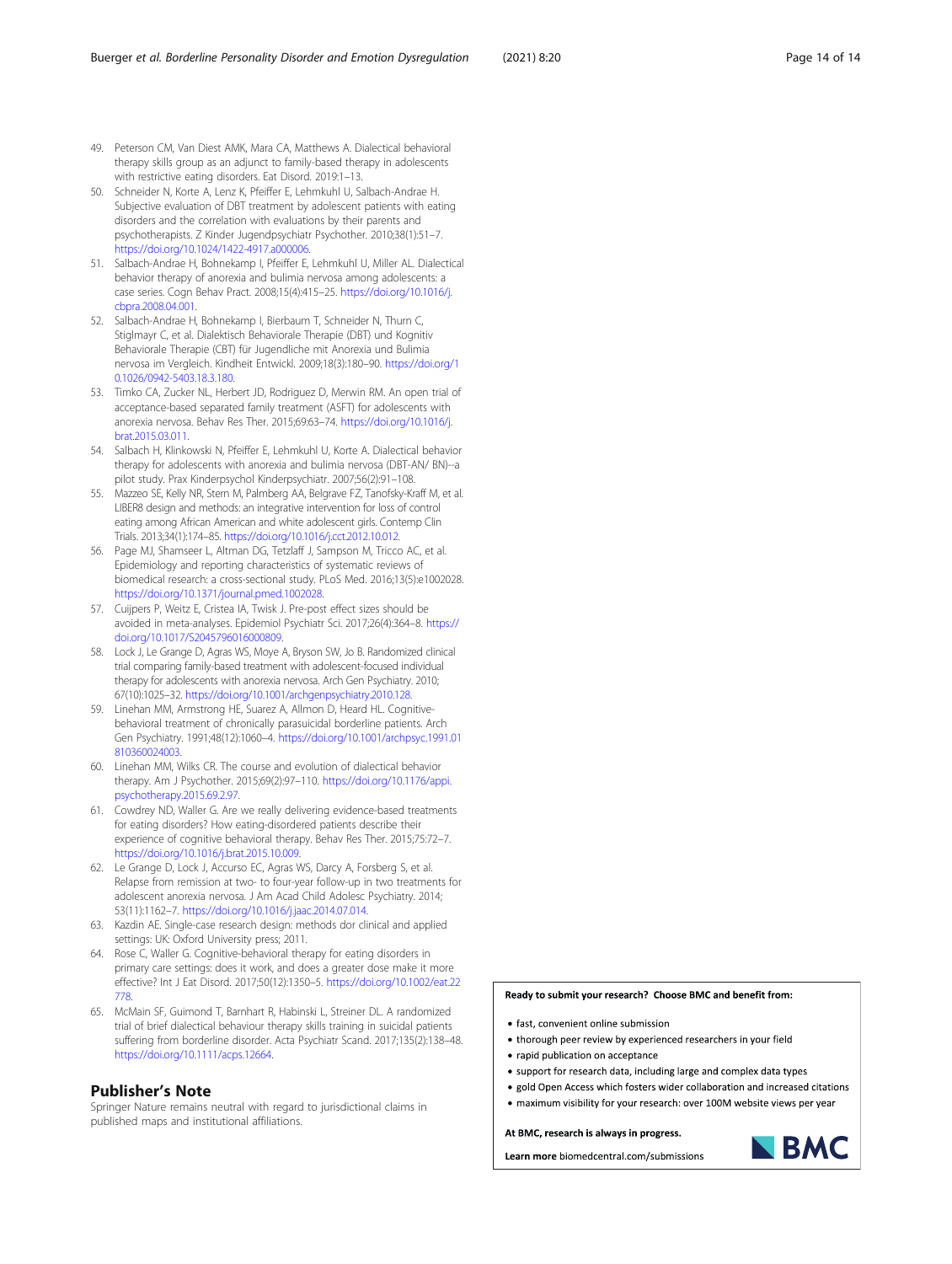49. Peterson CM, Van Diest AMK, Mara CA, Matthews A. Dialectical behavioral therapy skills group as an adjunct to family-based therapy in adolescents with restrictive eating disorders. Eat Disord. 2019:1–13.
50. Schneider N, Korte A, Lenz K, Pfeiffer E, Lehmkuhl U, Salbach-Andrae H. Subjective evaluation of DBT treatment by adolescent patients with eating disorders and the correlation with evaluations by their parents and psychotherapists. Z Kinder Jugendpsychiatr Psychother. 2010;38(1):51–7. https://doi.org/10.1024/1422-4917.a000006.
51. Salbach-Andrae H, Bohnekamp I, Pfeiffer E, Lehmkuhl U, Miller AL. Dialectical behavior therapy of anorexia and bulimia nervosa among adolescents: a case series. Cogn Behav Pract. 2008;15(4):415–25. https://doi.org/10.1016/j.cbpra.2008.04.001.
52. Salbach-Andrae H, Bohnekamp I, Bierbaum T, Schneider N, Thurn C, Stiglmayr C, et al. Dialektisch Behaviorale Therapie (DBT) und Kognitiv Behaviorale Therapie (CBT) für Jugendliche mit Anorexia und Bulimia nervosa im Vergleich. Kindheit Entwickl. 2009;18(3):180–90. https://doi.org/10.1026/0942-5403.18.3.180.
53. Timko CA, Zucker NL, Herbert JD, Rodriguez D, Merwin RM. An open trial of acceptance-based separated family treatment (ASFT) for adolescents with anorexia nervosa. Behav Res Ther. 2015;69:63–74. https://doi.org/10.1016/j.brat.2015.03.011.
54. Salbach H, Klinkowski N, Pfeiffer E, Lehmkuhl U, Korte A. Dialectical behavior therapy for adolescents with anorexia and bulimia nervosa (DBT-AN/ BN)--a pilot study. Prax Kinderpsychol Kinderpsychiatr. 2007;56(2):91–108.
55. Mazzeo SE, Kelly NR, Stern M, Palmberg AA, Belgrave FZ, Tanofsky-Kraff M, et al. LIBER8 design and methods: an integrative intervention for loss of control eating among African American and white adolescent girls. Contemp Clin Trials. 2013;34(1):174–85. https://doi.org/10.1016/j.cct.2012.10.012.
56. Page MJ, Shamseer L, Altman DG, Tetzlaff J, Sampson M, Tricco AC, et al. Epidemiology and reporting characteristics of systematic reviews of biomedical research: a cross-sectional study. PLoS Med. 2016;13(5):e1002028. https://doi.org/10.1371/journal.pmed.1002028.
57. Cuijpers P, Weitz E, Cristea IA, Twisk J. Pre-post effect sizes should be avoided in meta-analyses. Epidemiol Psychiatr Sci. 2017;26(4):364–8. https://doi.org/10.1017/S2045796016000809.
58. Lock J, Le Grange D, Agras WS, Moye A, Bryson SW, Jo B. Randomized clinical trial comparing family-based treatment with adolescent-focused individual therapy for adolescents with anorexia nervosa. Arch Gen Psychiatry. 2010;67(10):1025–32. https://doi.org/10.1001/archgenpsychiatry.2010.128.
59. Linehan MM, Armstrong HE, Suarez A, Allmon D, Heard HL. Cognitive-behavioral treatment of chronically parasuicidal borderline patients. Arch Gen Psychiatry. 1991;48(12):1060–4. https://doi.org/10.1001/archpsyc.1991.01810360024003.
60. Linehan MM, Wilks CR. The course and evolution of dialectical behavior therapy. Am J Psychother. 2015;69(2):97–110. https://doi.org/10.1176/appi.psychotherapy.2015.69.2.97.
61. Cowdrey ND, Waller G. Are we really delivering evidence-based treatments for eating disorders? How eating-disordered patients describe their experience of cognitive behavioral therapy. Behav Res Ther. 2015;75:72–7. https://doi.org/10.1016/j.brat.2015.10.009.
62. Le Grange D, Lock J, Accurso EC, Agras WS, Darcy A, Forsberg S, et al. Relapse from remission at two- to four-year follow-up in two treatments for adolescent anorexia nervosa. J Am Acad Child Adolesc Psychiatry. 2014;53(11):1162–7. https://doi.org/10.1016/j.jaac.2014.07.014.
63. Kazdin AE. Single-case research design: methods dor clinical and applied settings: UK: Oxford University press; 2011.
64. Rose C, Waller G. Cognitive-behavioral therapy for eating disorders in primary care settings: does it work, and does a greater dose make it more effective? Int J Eat Disord. 2017;50(12):1350–5. https://doi.org/10.1002/eat.22778.
65. McMain SF, Guimond T, Barnhart R, Habinski L, Streiner DL. A randomized trial of brief dialectical behaviour therapy skills training in suicidal patients suffering from borderline disorder. Acta Psychiatr Scand. 2017;135(2):138–48. https://doi.org/10.1111/acps.12664.

## Publisher's Note

Springer Nature remains neutral with regard to jurisdictional claims in published maps and institutional affiliations.

**Ready to submit your research? Choose BMC and benefit from:**

- fast, convenient online submission
- thorough peer review by experienced researchers in your field
- rapid publication on acceptance
- support for research data, including large and complex data types
- gold Open Access which fosters wider collaboration and increased citations
- maximum visibility for your research: over 100M website views per year

**At BMC, research is always in progress.**

**Learn more** biomedcentral.com/submissions

BMC